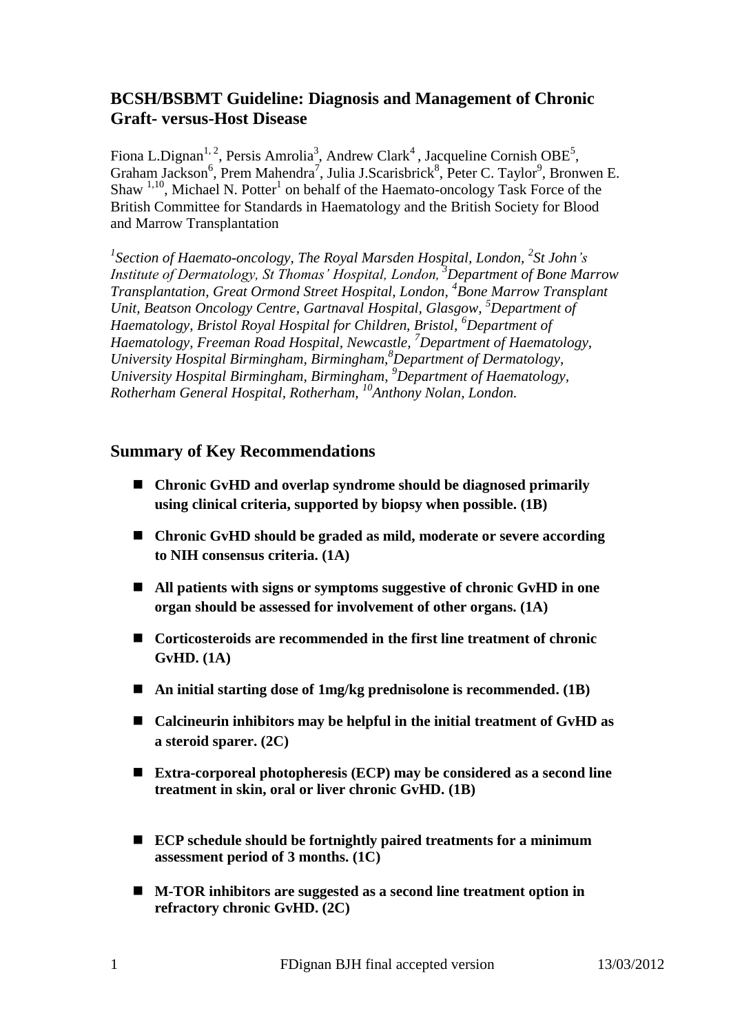## BCSH/BSBMT Guideline: Diagnosis and Management of Chronic Graft- versus-Host Disease

Fiona L.Dignan[1, 2], Persis Amrolia[3], Andrew Clark[4], Jacqueline Cornish OBE[5], Graham Jackson[6], Prem Mahendra[7], Julia J.Scarisbrick[8], Peter C. Taylor[9], Bronwen E. Shaw [1,10], Michael N. Potter[1] on behalf of the Haemato-oncology Task Force of the British Committee for Standards in Haematology and the British Society for Blood and Marrow Transplantation

*[1]Section of Haemato-oncology, The Royal Marsden Hospital, London, [2]St John's Institute of Dermatology, St Thomas' Hospital, London, [3]Department of Bone Marrow Transplantation, Great Ormond Street Hospital, London, [4]Bone Marrow Transplant Unit, Beatson Oncology Centre, Gartnaval Hospital, Glasgow, [5]Department of Haematology, Bristol Royal Hospital for Children, Bristol, [6]Department of Haematology, Freeman Road Hospital, Newcastle, [7]Department of Haematology, University Hospital Birmingham, Birmingham,[8]Department of Dermatology, University Hospital Birmingham, Birmingham, [9]Department of Haematology, Rotherham General Hospital, Rotherham, [10]Anthony Nolan, London.*

## Summary of Key Recommendations

- **Chronic GvHD and overlap syndrome should be diagnosed primarily using clinical criteria, supported by biopsy when possible. (1B)**
- **Chronic GvHD should be graded as mild, moderate or severe according to NIH consensus criteria. (1A)**
- **All patients with signs or symptoms suggestive of chronic GvHD in one organ should be assessed for involvement of other organs. (1A)**
- **Corticosteroids are recommended in the first line treatment of chronic GvHD. (1A)**
- **An initial starting dose of 1mg/kg prednisolone is recommended. (1B)**
- **Calcineurin inhibitors may be helpful in the initial treatment of GvHD as a steroid sparer. (2C)**
- **Extra-corporeal photopheresis (ECP) may be considered as a second line treatment in skin, oral or liver chronic GvHD. (1B)**
- **ECP schedule should be fortnightly paired treatments for a minimum assessment period of 3 months. (1C)**
- **M-TOR inhibitors are suggested as a second line treatment option in refractory chronic GvHD. (2C)**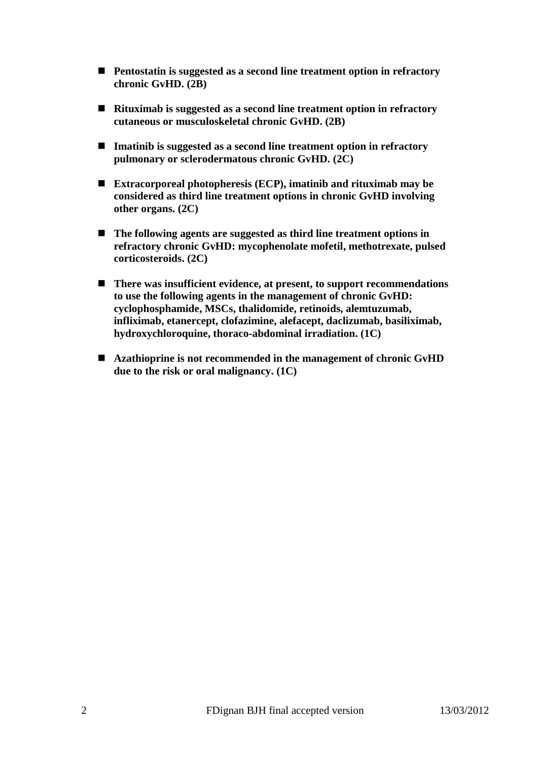- **Pentostatin is suggested as a second line treatment option in refractory chronic GvHD. (2B)**

- **Rituximab is suggested as a second line treatment option in refractory cutaneous or musculoskeletal chronic GvHD. (2B)**

- **Imatinib is suggested as a second line treatment option in refractory pulmonary or sclerodermatous chronic GvHD. (2C)**

- **Extracorporeal photopheresis (ECP), imatinib and rituximab may be considered as third line treatment options in chronic GvHD involving other organs. (2C)**

- **The following agents are suggested as third line treatment options in refractory chronic GvHD: mycophenolate mofetil, methotrexate, pulsed corticosteroids. (2C)**

- **There was insufficient evidence, at present, to support recommendations to use the following agents in the management of chronic GvHD: cyclophosphamide, MSCs, thalidomide, retinoids, alemtuzumab, infliximab, etanercept, clofazimine, alefacept, daclizumab, basiliximab, hydroxychloroquine, thoraco-abdominal irradiation. (1C)**

- **Azathioprine is not recommended in the management of chronic GvHD due to the risk or oral malignancy. (1C)**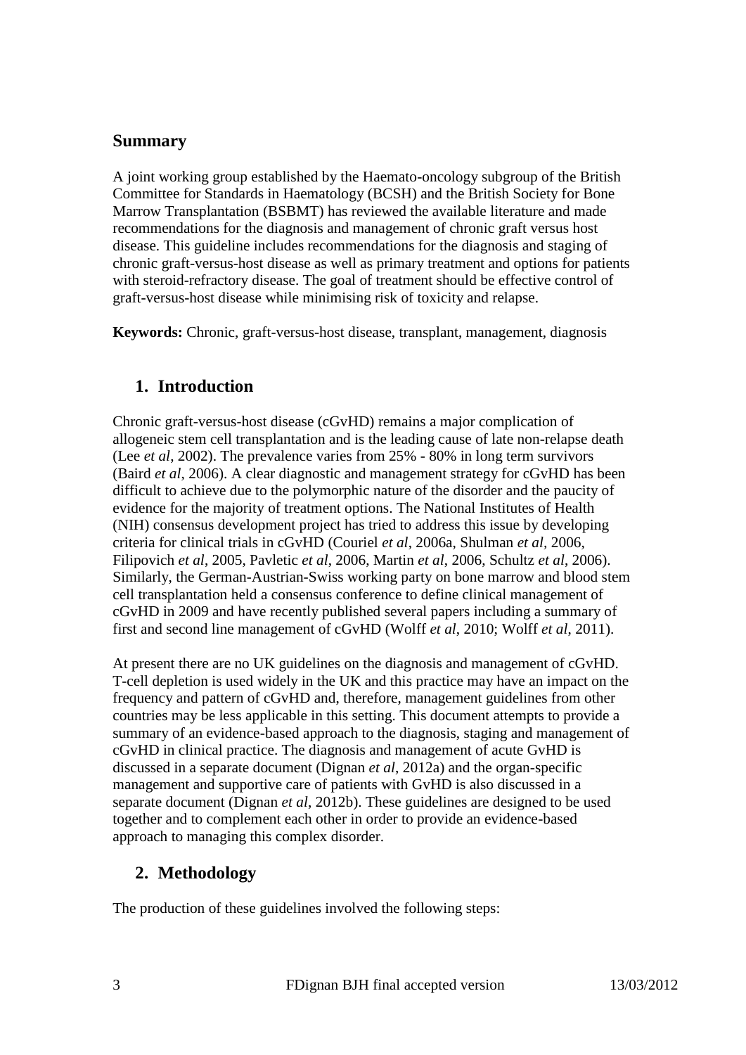## Summary

A joint working group established by the Haemato-oncology subgroup of the British Committee for Standards in Haematology (BCSH) and the British Society for Bone Marrow Transplantation (BSBMT) has reviewed the available literature and made recommendations for the diagnosis and management of chronic graft versus host disease. This guideline includes recommendations for the diagnosis and staging of chronic graft-versus-host disease as well as primary treatment and options for patients with steroid-refractory disease. The goal of treatment should be effective control of graft-versus-host disease while minimising risk of toxicity and relapse.

**Keywords:** Chronic, graft-versus-host disease, transplant, management, diagnosis

## 1. Introduction

Chronic graft-versus-host disease (cGvHD) remains a major complication of allogeneic stem cell transplantation and is the leading cause of late non-relapse death (Lee *et al*, 2002). The prevalence varies from 25% - 80% in long term survivors (Baird *et al*, 2006). A clear diagnostic and management strategy for cGvHD has been difficult to achieve due to the polymorphic nature of the disorder and the paucity of evidence for the majority of treatment options. The National Institutes of Health (NIH) consensus development project has tried to address this issue by developing criteria for clinical trials in cGvHD (Couriel *et al*, 2006a, Shulman *et al*, 2006, Filipovich *et al*, 2005, Pavletic *et al*, 2006, Martin *et al*, 2006, Schultz *et al*, 2006). Similarly, the German-Austrian-Swiss working party on bone marrow and blood stem cell transplantation held a consensus conference to define clinical management of cGvHD in 2009 and have recently published several papers including a summary of first and second line management of cGvHD (Wolff *et al*, 2010; Wolff *et al*, 2011).

At present there are no UK guidelines on the diagnosis and management of cGvHD. T-cell depletion is used widely in the UK and this practice may have an impact on the frequency and pattern of cGvHD and, therefore, management guidelines from other countries may be less applicable in this setting. This document attempts to provide a summary of an evidence-based approach to the diagnosis, staging and management of cGvHD in clinical practice. The diagnosis and management of acute GvHD is discussed in a separate document (Dignan *et al*, 2012a) and the organ-specific management and supportive care of patients with GvHD is also discussed in a separate document (Dignan *et al*, 2012b). These guidelines are designed to be used together and to complement each other in order to provide an evidence-based approach to managing this complex disorder.

## 2. Methodology

The production of these guidelines involved the following steps: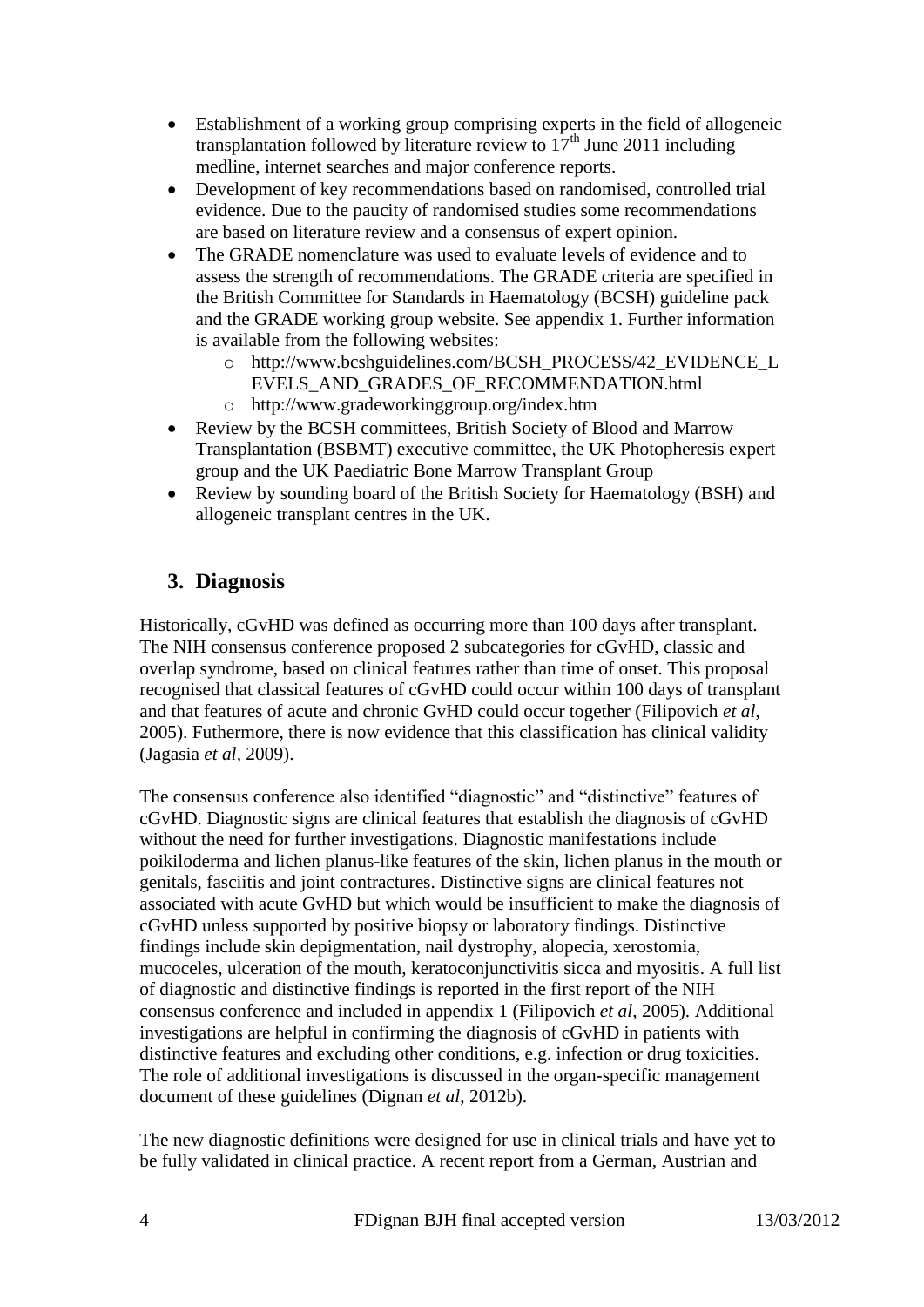- Establishment of a working group comprising experts in the field of allogeneic transplantation followed by literature review to 17th June 2011 including medline, internet searches and major conference reports.
- Development of key recommendations based on randomised, controlled trial evidence. Due to the paucity of randomised studies some recommendations are based on literature review and a consensus of expert opinion.
- The GRADE nomenclature was used to evaluate levels of evidence and to assess the strength of recommendations. The GRADE criteria are specified in the British Committee for Standards in Haematology (BCSH) guideline pack and the GRADE working group website. See appendix 1. Further information is available from the following websites:
    - http://www.bcshguidelines.com/BCSH_PROCESS/42_EVIDENCE_LEVELS_AND_GRADES_OF_RECOMMENDATION.html
    - http://www.gradeworkinggroup.org/index.htm
- Review by the BCSH committees, British Society of Blood and Marrow Transplantation (BSBMT) executive committee, the UK Photopheresis expert group and the UK Paediatric Bone Marrow Transplant Group
- Review by sounding board of the British Society for Haematology (BSH) and allogeneic transplant centres in the UK.

## 3. Diagnosis

Historically, cGvHD was defined as occurring more than 100 days after transplant. The NIH consensus conference proposed 2 subcategories for cGvHD, classic and overlap syndrome, based on clinical features rather than time of onset. This proposal recognised that classical features of cGvHD could occur within 100 days of transplant and that features of acute and chronic GvHD could occur together (Filipovich *et al*, 2005). Futhermore, there is now evidence that this classification has clinical validity (Jagasia *et al*, 2009).

The consensus conference also identified "diagnostic" and "distinctive" features of cGvHD. Diagnostic signs are clinical features that establish the diagnosis of cGvHD without the need for further investigations. Diagnostic manifestations include poikiloderma and lichen planus-like features of the skin, lichen planus in the mouth or genitals, fasciitis and joint contractures. Distinctive signs are clinical features not associated with acute GvHD but which would be insufficient to make the diagnosis of cGvHD unless supported by positive biopsy or laboratory findings. Distinctive findings include skin depigmentation, nail dystrophy, alopecia, xerostomia, mucoceles, ulceration of the mouth, keratoconjunctivitis sicca and myositis. A full list of diagnostic and distinctive findings is reported in the first report of the NIH consensus conference and included in appendix 1 (Filipovich *et al*, 2005). Additional investigations are helpful in confirming the diagnosis of cGvHD in patients with distinctive features and excluding other conditions, e.g. infection or drug toxicities. The role of additional investigations is discussed in the organ-specific management document of these guidelines (Dignan *et al*, 2012b).

The new diagnostic definitions were designed for use in clinical trials and have yet to be fully validated in clinical practice. A recent report from a German, Austrian and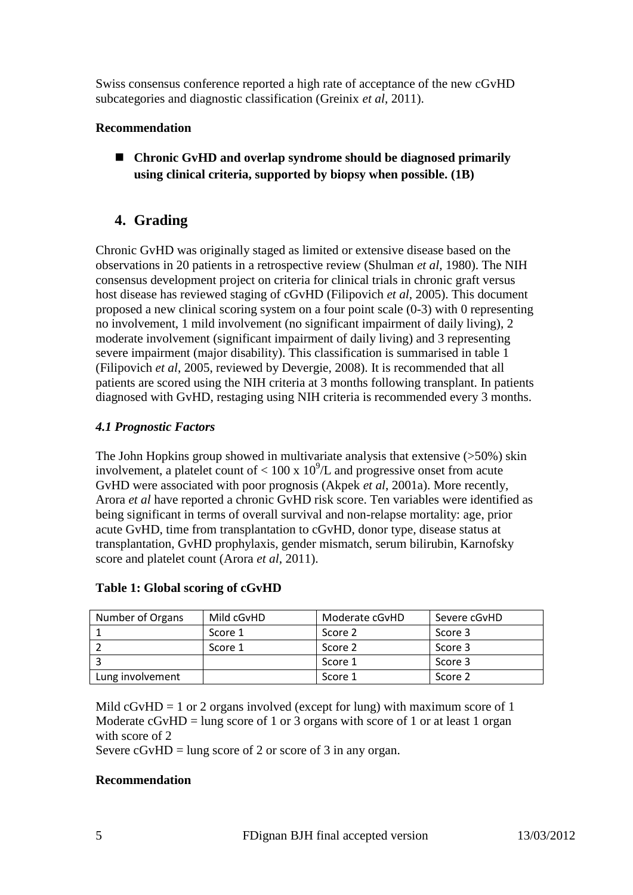Swiss consensus conference reported a high rate of acceptance of the new cGvHD subcategories and diagnostic classification (Greinix *et al*, 2011).

**Recommendation**

- **Chronic GvHD and overlap syndrome should be diagnosed primarily using clinical criteria, supported by biopsy when possible. (1B)**

## 4. Grading

Chronic GvHD was originally staged as limited or extensive disease based on the observations in 20 patients in a retrospective review (Shulman *et al*, 1980). The NIH consensus development project on criteria for clinical trials in chronic graft versus host disease has reviewed staging of cGvHD (Filipovich *et al*, 2005). This document proposed a new clinical scoring system on a four point scale (0-3) with 0 representing no involvement, 1 mild involvement (no significant impairment of daily living), 2 moderate involvement (significant impairment of daily living) and 3 representing severe impairment (major disability). This classification is summarised in table 1 (Filipovich *et al*, 2005, reviewed by Devergie, 2008). It is recommended that all patients are scored using the NIH criteria at 3 months following transplant. In patients diagnosed with GvHD, restaging using NIH criteria is recommended every 3 months.

### *4.1 Prognostic Factors*

The John Hopkins group showed in multivariate analysis that extensive (>50%) skin involvement, a platelet count of $< 100 \times 10^9$/L and progressive onset from acute GvHD were associated with poor prognosis (Akpek *et al*, 2001a). More recently, Arora *et al* have reported a chronic GvHD risk score. Ten variables were identified as being significant in terms of overall survival and non-relapse mortality: age, prior acute GvHD, time from transplantation to cGvHD, donor type, disease status at transplantation, GvHD prophylaxis, gender mismatch, serum bilirubin, Karnofsky score and platelet count (Arora *et al*, 2011).

**Table 1: Global scoring of cGvHD**

| Number of Organs | Mild cGvHD | Moderate cGvHD | Severe cGvHD |
|---|---|---|---|
| 1 | Score 1 | Score 2 | Score 3 |
| 2 | Score 1 | Score 2 | Score 3 |
| 3 | | Score 1 | Score 3 |
| Lung involvement | | Score 1 | Score 2 |

Mild cGvHD = 1 or 2 organs involved (except for lung) with maximum score of 1
Moderate cGvHD = lung score of 1 or 3 organs with score of 1 or at least 1 organ with score of 2
Severe cGvHD = lung score of 2 or score of 3 in any organ.

**Recommendation**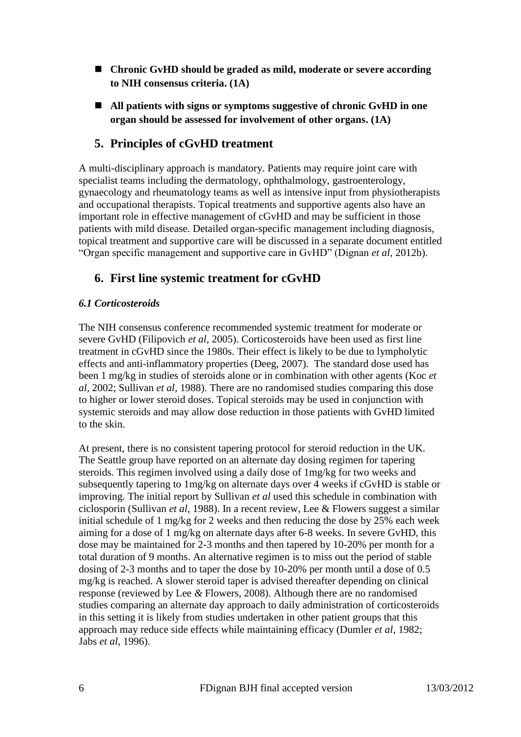- **Chronic GvHD should be graded as mild, moderate or severe according to NIH consensus criteria. (1A)**
- **All patients with signs or symptoms suggestive of chronic GvHD in one organ should be assessed for involvement of other organs. (1A)**

## 5. Principles of cGvHD treatment

A multi-disciplinary approach is mandatory. Patients may require joint care with specialist teams including the dermatology, ophthalmology, gastroenterology, gynaecology and rheumatology teams as well as intensive input from physiotherapists and occupational therapists. Topical treatments and supportive agents also have an important role in effective management of cGvHD and may be sufficient in those patients with mild disease. Detailed organ-specific management including diagnosis, topical treatment and supportive care will be discussed in a separate document entitled "Organ specific management and supportive care in GvHD" (Dignan *et al*, 2012b).

## 6. First line systemic treatment for cGvHD

### *6.1 Corticosteroids*

The NIH consensus conference recommended systemic treatment for moderate or severe GvHD (Filipovich *et al*, 2005). Corticosteroids have been used as first line treatment in cGvHD since the 1980s. Their effect is likely to be due to lympholytic effects and anti-inflammatory properties (Deeg, 2007). The standard dose used has been 1 mg/kg in studies of steroids alone or in combination with other agents (Koc *et al*, 2002; Sullivan *et al*, 1988). There are no randomised studies comparing this dose to higher or lower steroid doses. Topical steroids may be used in conjunction with systemic steroids and may allow dose reduction in those patients with GvHD limited to the skin.

At present, there is no consistent tapering protocol for steroid reduction in the UK. The Seattle group have reported on an alternate day dosing regimen for tapering steroids. This regimen involved using a daily dose of 1mg/kg for two weeks and subsequently tapering to 1mg/kg on alternate days over 4 weeks if cGvHD is stable or improving. The initial report by Sullivan *et al* used this schedule in combination with ciclosporin (Sullivan *et al*, 1988). In a recent review, Lee & Flowers suggest a similar initial schedule of 1 mg/kg for 2 weeks and then reducing the dose by 25% each week aiming for a dose of 1 mg/kg on alternate days after 6-8 weeks. In severe GvHD, this dose may be maintained for 2-3 months and then tapered by 10-20% per month for a total duration of 9 months. An alternative regimen is to miss out the period of stable dosing of 2-3 months and to taper the dose by 10-20% per month until a dose of 0.5 mg/kg is reached. A slower steroid taper is advised thereafter depending on clinical response (reviewed by Lee *&* Flowers, 2008). Although there are no randomised studies comparing an alternate day approach to daily administration of corticosteroids in this setting it is likely from studies undertaken in other patient groups that this approach may reduce side effects while maintaining efficacy (Dumler *et al*, 1982; Jabs *et al*, 1996).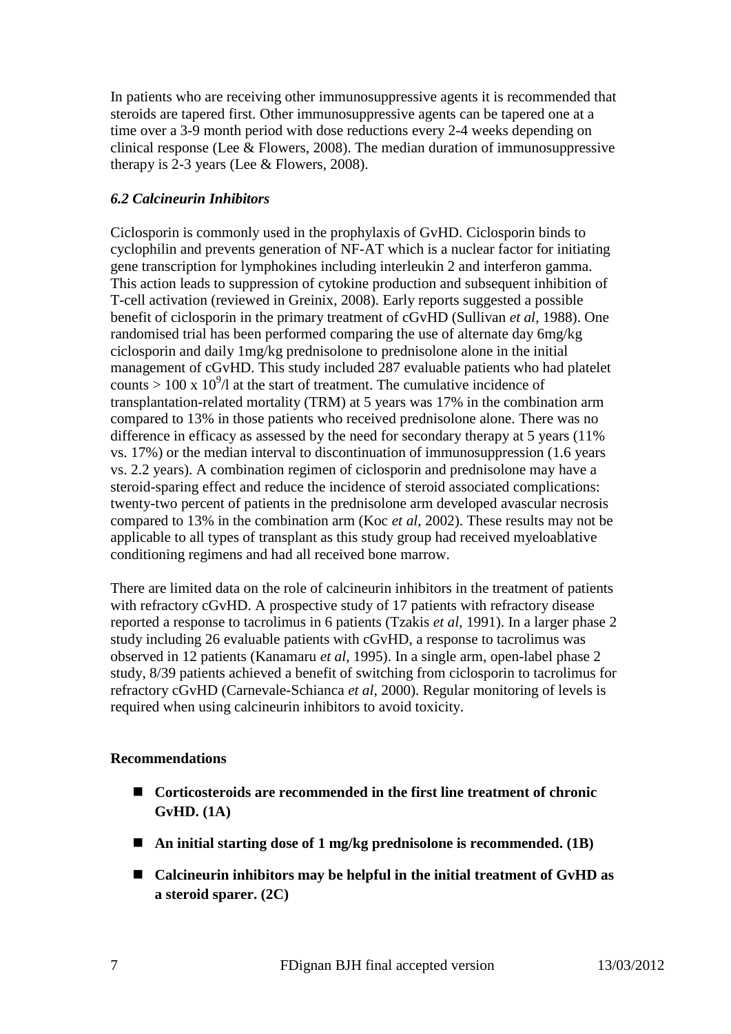In patients who are receiving other immunosuppressive agents it is recommended that steroids are tapered first. Other immunosuppressive agents can be tapered one at a time over a 3-9 month period with dose reductions every 2-4 weeks depending on clinical response (Lee & Flowers, 2008). The median duration of immunosuppressive therapy is 2-3 years (Lee & Flowers, 2008).

### *6.2 Calcineurin Inhibitors*

Ciclosporin is commonly used in the prophylaxis of GvHD. Ciclosporin binds to cyclophilin and prevents generation of NF-AT which is a nuclear factor for initiating gene transcription for lymphokines including interleukin 2 and interferon gamma. This action leads to suppression of cytokine production and subsequent inhibition of T-cell activation (reviewed in Greinix, 2008). Early reports suggested a possible benefit of ciclosporin in the primary treatment of cGvHD (Sullivan *et al*, 1988). One randomised trial has been performed comparing the use of alternate day 6mg/kg ciclosporin and daily 1mg/kg prednisolone to prednisolone alone in the initial management of cGvHD. This study included 287 evaluable patients who had platelet counts > 100 x $10^9$/l at the start of treatment. The cumulative incidence of transplantation-related mortality (TRM) at 5 years was 17% in the combination arm compared to 13% in those patients who received prednisolone alone. There was no difference in efficacy as assessed by the need for secondary therapy at 5 years (11% vs. 17%) or the median interval to discontinuation of immunosuppression (1.6 years vs. 2.2 years). A combination regimen of ciclosporin and prednisolone may have a steroid-sparing effect and reduce the incidence of steroid associated complications: twenty-two percent of patients in the prednisolone arm developed avascular necrosis compared to 13% in the combination arm (Koc *et al*, 2002). These results may not be applicable to all types of transplant as this study group had received myeloablative conditioning regimens and had all received bone marrow.

There are limited data on the role of calcineurin inhibitors in the treatment of patients with refractory cGvHD. A prospective study of 17 patients with refractory disease reported a response to tacrolimus in 6 patients (Tzakis *et al*, 1991). In a larger phase 2 study including 26 evaluable patients with cGvHD, a response to tacrolimus was observed in 12 patients (Kanamaru *et al*, 1995). In a single arm, open-label phase 2 study, 8/39 patients achieved a benefit of switching from ciclosporin to tacrolimus for refractory cGvHD (Carnevale-Schianca *et al*, 2000). Regular monitoring of levels is required when using calcineurin inhibitors to avoid toxicity.

**Recommendations**

- **Corticosteroids are recommended in the first line treatment of chronic GvHD. (1A)**
- **An initial starting dose of 1 mg/kg prednisolone is recommended. (1B)**
- **Calcineurin inhibitors may be helpful in the initial treatment of GvHD as a steroid sparer. (2C)**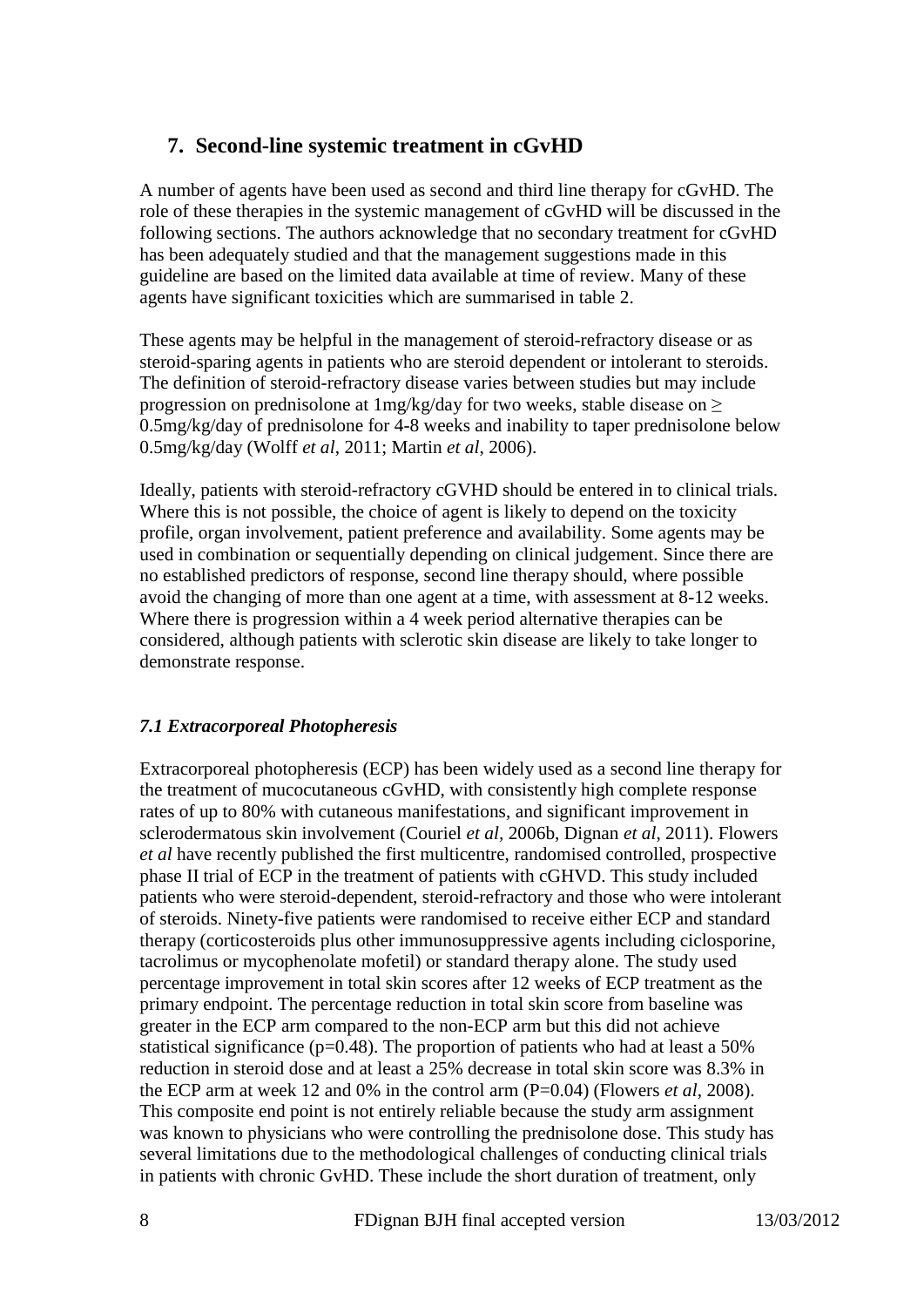## 7. Second-line systemic treatment in cGvHD

A number of agents have been used as second and third line therapy for cGvHD. The role of these therapies in the systemic management of cGvHD will be discussed in the following sections. The authors acknowledge that no secondary treatment for cGvHD has been adequately studied and that the management suggestions made in this guideline are based on the limited data available at time of review. Many of these agents have significant toxicities which are summarised in table 2.

These agents may be helpful in the management of steroid-refractory disease or as steroid-sparing agents in patients who are steroid dependent or intolerant to steroids. The definition of steroid-refractory disease varies between studies but may include progression on prednisolone at 1mg/kg/day for two weeks, stable disease on ≥ 0.5mg/kg/day of prednisolone for 4-8 weeks and inability to taper prednisolone below 0.5mg/kg/day (Wolff *et al*, 2011; Martin *et al*, 2006).

Ideally, patients with steroid-refractory cGVHD should be entered in to clinical trials. Where this is not possible, the choice of agent is likely to depend on the toxicity profile, organ involvement, patient preference and availability. Some agents may be used in combination or sequentially depending on clinical judgement. Since there are no established predictors of response, second line therapy should, where possible avoid the changing of more than one agent at a time, with assessment at 8-12 weeks. Where there is progression within a 4 week period alternative therapies can be considered, although patients with sclerotic skin disease are likely to take longer to demonstrate response.

### *7.1 Extracorporeal Photopheresis*

Extracorporeal photopheresis (ECP) has been widely used as a second line therapy for the treatment of mucocutaneous cGvHD, with consistently high complete response rates of up to 80% with cutaneous manifestations, and significant improvement in sclerodermatous skin involvement (Couriel *et al*, 2006b, Dignan *et al*, 2011). Flowers *et al* have recently published the first multicentre, randomised controlled, prospective phase II trial of ECP in the treatment of patients with cGHVD. This study included patients who were steroid-dependent, steroid-refractory and those who were intolerant of steroids. Ninety-five patients were randomised to receive either ECP and standard therapy (corticosteroids plus other immunosuppressive agents including ciclosporine, tacrolimus or mycophenolate mofetil) or standard therapy alone. The study used percentage improvement in total skin scores after 12 weeks of ECP treatment as the primary endpoint. The percentage reduction in total skin score from baseline was greater in the ECP arm compared to the non-ECP arm but this did not achieve statistical significance ($p=0.48$). The proportion of patients who had at least a 50% reduction in steroid dose and at least a 25% decrease in total skin score was 8.3% in the ECP arm at week 12 and 0% in the control arm ($P=0.04$) (Flowers *et al*, 2008). This composite end point is not entirely reliable because the study arm assignment was known to physicians who were controlling the prednisolone dose. This study has several limitations due to the methodological challenges of conducting clinical trials in patients with chronic GvHD. These include the short duration of treatment, only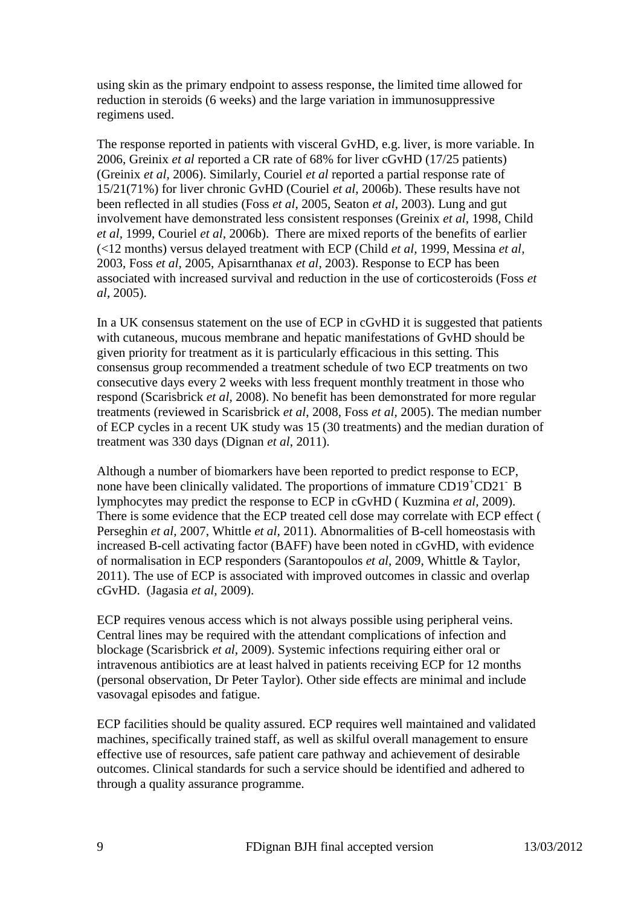using skin as the primary endpoint to assess response, the limited time allowed for reduction in steroids (6 weeks) and the large variation in immunosuppressive regimens used.

The response reported in patients with visceral GvHD, e.g. liver, is more variable. In 2006, Greinix *et al* reported a CR rate of 68% for liver cGvHD (17/25 patients) (Greinix *et al*, 2006). Similarly, Couriel *et al* reported a partial response rate of 15/21(71%) for liver chronic GvHD (Couriel *et al*, 2006b). These results have not been reflected in all studies (Foss *et al*, 2005, Seaton *et al*, 2003). Lung and gut involvement have demonstrated less consistent responses (Greinix *et al*, 1998, Child *et al*, 1999, Couriel *et al*, 2006b). There are mixed reports of the benefits of earlier (<12 months) versus delayed treatment with ECP (Child *et al*, 1999, Messina *et al*, 2003, Foss *et al*, 2005, Apisarnthanax *et al*, 2003). Response to ECP has been associated with increased survival and reduction in the use of corticosteroids (Foss *et al*, 2005).

In a UK consensus statement on the use of ECP in cGvHD it is suggested that patients with cutaneous, mucous membrane and hepatic manifestations of GvHD should be given priority for treatment as it is particularly efficacious in this setting. This consensus group recommended a treatment schedule of two ECP treatments on two consecutive days every 2 weeks with less frequent monthly treatment in those who respond (Scarisbrick *et al*, 2008). No benefit has been demonstrated for more regular treatments (reviewed in Scarisbrick *et al*, 2008, Foss *et al*, 2005). The median number of ECP cycles in a recent UK study was 15 (30 treatments) and the median duration of treatment was 330 days (Dignan *et al*, 2011).

Although a number of biomarkers have been reported to predict response to ECP, none have been clinically validated. The proportions of immature $CD19^{+}CD21^{-}$ B lymphocytes may predict the response to ECP in cGvHD ( Kuzmina *et al*, 2009). There is some evidence that the ECP treated cell dose may correlate with ECP effect ( Perseghin *et al*, 2007, Whittle *et al*, 2011). Abnormalities of B-cell homeostasis with increased B-cell activating factor (BAFF) have been noted in cGvHD, with evidence of normalisation in ECP responders (Sarantopoulos *et al*, 2009, Whittle & Taylor, 2011). The use of ECP is associated with improved outcomes in classic and overlap cGvHD. (Jagasia *et al*, 2009).

ECP requires venous access which is not always possible using peripheral veins. Central lines may be required with the attendant complications of infection and blockage (Scarisbrick *et al*, 2009). Systemic infections requiring either oral or intravenous antibiotics are at least halved in patients receiving ECP for 12 months (personal observation, Dr Peter Taylor). Other side effects are minimal and include vasovagal episodes and fatigue.

ECP facilities should be quality assured. ECP requires well maintained and validated machines, specifically trained staff, as well as skilful overall management to ensure effective use of resources, safe patient care pathway and achievement of desirable outcomes. Clinical standards for such a service should be identified and adhered to through a quality assurance programme.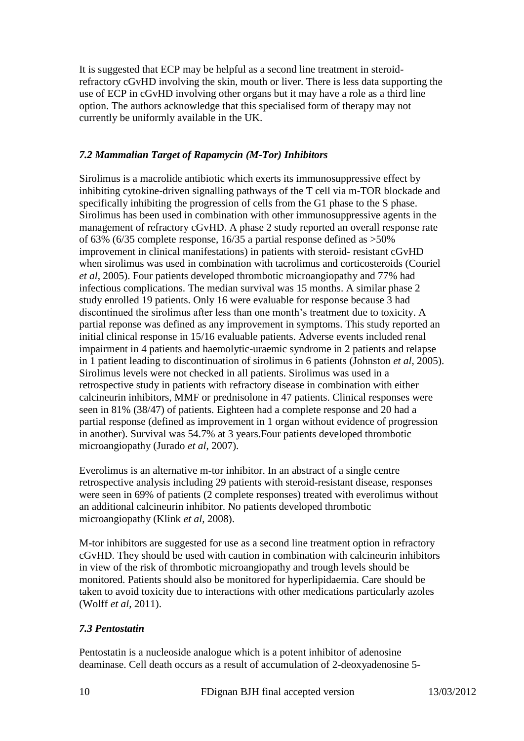It is suggested that ECP may be helpful as a second line treatment in steroid-refractory cGvHD involving the skin, mouth or liver. There is less data supporting the use of ECP in cGvHD involving other organs but it may have a role as a third line option. The authors acknowledge that this specialised form of therapy may not currently be uniformly available in the UK.

### *7.2 Mammalian Target of Rapamycin (M-Tor) Inhibitors*

Sirolimus is a macrolide antibiotic which exerts its immunosuppressive effect by inhibiting cytokine-driven signalling pathways of the T cell via m-TOR blockade and specifically inhibiting the progression of cells from the G1 phase to the S phase. Sirolimus has been used in combination with other immunosuppressive agents in the management of refractory cGvHD. A phase 2 study reported an overall response rate of 63% (6/35 complete response, 16/35 a partial response defined as >50% improvement in clinical manifestations) in patients with steroid- resistant cGvHD when sirolimus was used in combination with tacrolimus and corticosteroids (Couriel *et al*, 2005). Four patients developed thrombotic microangiopathy and 77% had infectious complications. The median survival was 15 months. A similar phase 2 study enrolled 19 patients. Only 16 were evaluable for response because 3 had discontinued the sirolimus after less than one month's treatment due to toxicity. A partial reponse was defined as any improvement in symptoms. This study reported an initial clinical response in 15/16 evaluable patients. Adverse events included renal impairment in 4 patients and haemolytic-uraemic syndrome in 2 patients and relapse in 1 patient leading to discontinuation of sirolimus in 6 patients (Johnston *et al*, 2005). Sirolimus levels were not checked in all patients. Sirolimus was used in a retrospective study in patients with refractory disease in combination with either calcineurin inhibitors, MMF or prednisolone in 47 patients. Clinical responses were seen in 81% (38/47) of patients. Eighteen had a complete response and 20 had a partial response (defined as improvement in 1 organ without evidence of progression in another). Survival was 54.7% at 3 years.Four patients developed thrombotic microangiopathy (Jurado *et al*, 2007).

Everolimus is an alternative m-tor inhibitor. In an abstract of a single centre retrospective analysis including 29 patients with steroid-resistant disease, responses were seen in 69% of patients (2 complete responses) treated with everolimus without an additional calcineurin inhibitor. No patients developed thrombotic microangiopathy (Klink *et al*, 2008).

M-tor inhibitors are suggested for use as a second line treatment option in refractory cGvHD. They should be used with caution in combination with calcineurin inhibitors in view of the risk of thrombotic microangiopathy and trough levels should be monitored. Patients should also be monitored for hyperlipidaemia. Care should be taken to avoid toxicity due to interactions with other medications particularly azoles (Wolff *et al*, 2011).

### *7.3 Pentostatin*

Pentostatin is a nucleoside analogue which is a potent inhibitor of adenosine deaminase. Cell death occurs as a result of accumulation of 2-deoxyadenosine 5-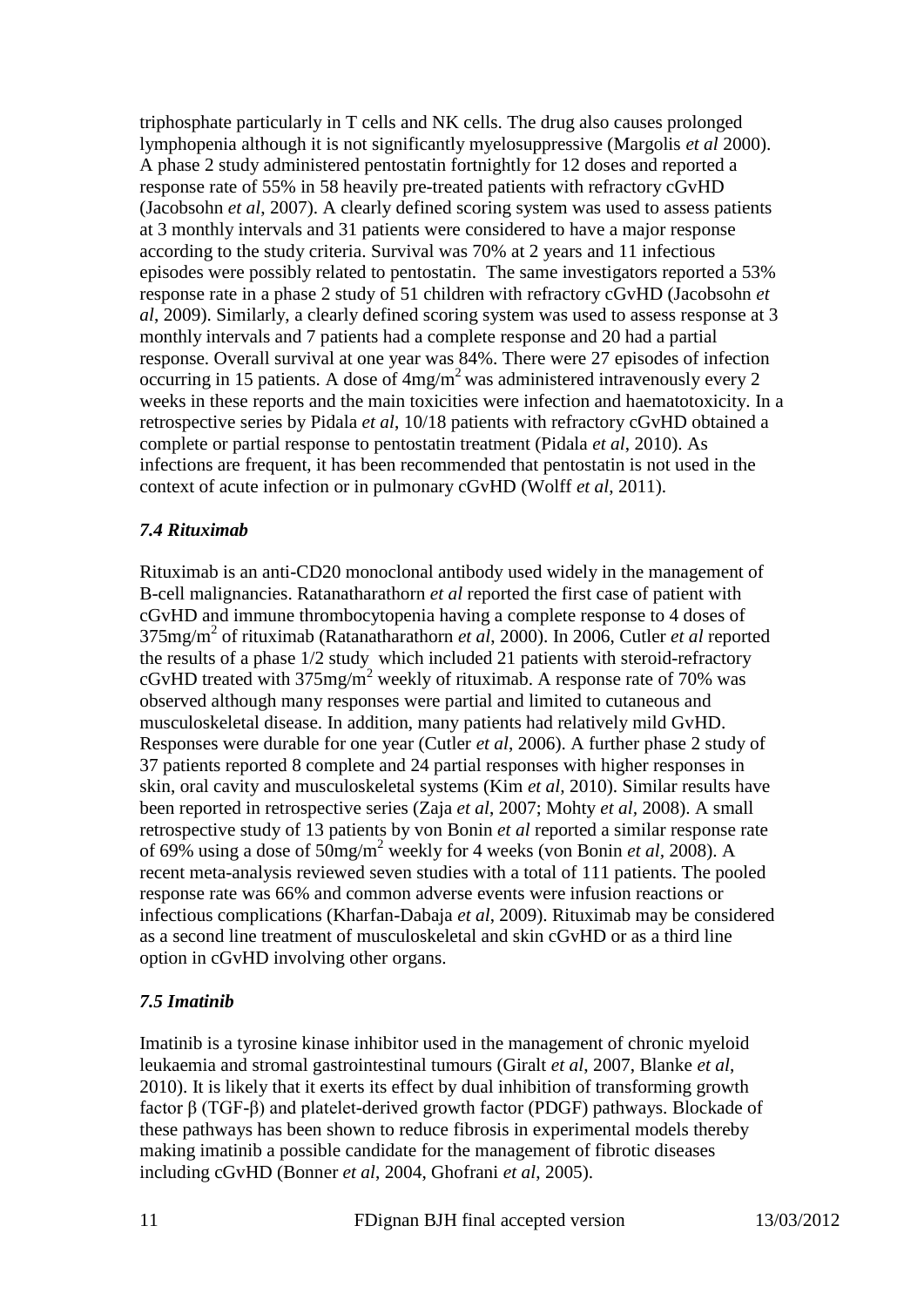triphosphate particularly in T cells and NK cells. The drug also causes prolonged lymphopenia although it is not significantly myelosuppressive (Margolis *et al* 2000). A phase 2 study administered pentostatin fortnightly for 12 doses and reported a response rate of 55% in 58 heavily pre-treated patients with refractory cGvHD (Jacobsohn *et al*, 2007). A clearly defined scoring system was used to assess patients at 3 monthly intervals and 31 patients were considered to have a major response according to the study criteria. Survival was 70% at 2 years and 11 infectious episodes were possibly related to pentostatin. The same investigators reported a 53% response rate in a phase 2 study of 51 children with refractory cGvHD (Jacobsohn *et al*, 2009). Similarly, a clearly defined scoring system was used to assess response at 3 monthly intervals and 7 patients had a complete response and 20 had a partial response. Overall survival at one year was 84%. There were 27 episodes of infection occurring in 15 patients. A dose of $4mg/m^2$ was administered intravenously every 2 weeks in these reports and the main toxicities were infection and haematotoxicity. In a retrospective series by Pidala *et al*, 10/18 patients with refractory cGvHD obtained a complete or partial response to pentostatin treatment (Pidala *et al*, 2010). As infections are frequent, it has been recommended that pentostatin is not used in the context of acute infection or in pulmonary cGvHD (Wolff *et al*, 2011).

### *7.4 Rituximab*

Rituximab is an anti-CD20 monoclonal antibody used widely in the management of B-cell malignancies. Ratanatharathorn *et al* reported the first case of patient with cGvHD and immune thrombocytopenia having a complete response to 4 doses of $375mg/m^2$ of rituximab (Ratanatharathorn *et al*, 2000). In 2006, Cutler *et al* reported the results of a phase 1/2 study which included 21 patients with steroid-refractory cGvHD treated with $375mg/m^2$ weekly of rituximab. A response rate of 70% was observed although many responses were partial and limited to cutaneous and musculoskeletal disease. In addition, many patients had relatively mild GvHD. Responses were durable for one year (Cutler *et al*, 2006). A further phase 2 study of 37 patients reported 8 complete and 24 partial responses with higher responses in skin, oral cavity and musculoskeletal systems (Kim *et al*, 2010). Similar results have been reported in retrospective series (Zaja *et al*, 2007; Mohty *et al*, 2008). A small retrospective study of 13 patients by von Bonin *et al* reported a similar response rate of 69% using a dose of $50mg/m^2$ weekly for 4 weeks (von Bonin *et al*, 2008). A recent meta-analysis reviewed seven studies with a total of 111 patients. The pooled response rate was 66% and common adverse events were infusion reactions or infectious complications (Kharfan-Dabaja *et al*, 2009). Rituximab may be considered as a second line treatment of musculoskeletal and skin cGvHD or as a third line option in cGvHD involving other organs.

### *7.5 Imatinib*

Imatinib is a tyrosine kinase inhibitor used in the management of chronic myeloid leukaemia and stromal gastrointestinal tumours (Giralt *et al*, 2007, Blanke *et al*, 2010). It is likely that it exerts its effect by dual inhibition of transforming growth factor β (TGF-β) and platelet-derived growth factor (PDGF) pathways. Blockade of these pathways has been shown to reduce fibrosis in experimental models thereby making imatinib a possible candidate for the management of fibrotic diseases including cGvHD (Bonner *et al*, 2004, Ghofrani *et al*, 2005).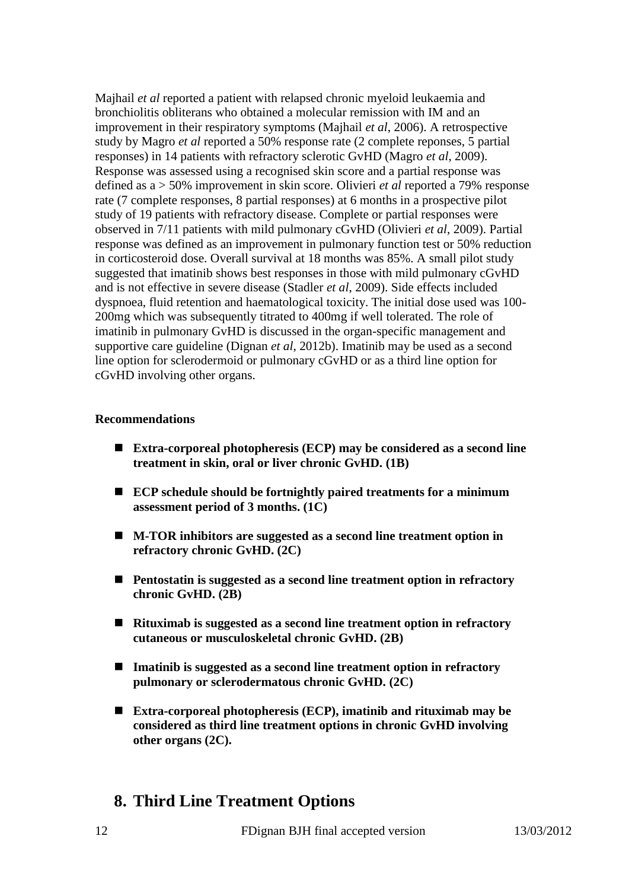Majhail *et al* reported a patient with relapsed chronic myeloid leukaemia and bronchiolitis obliterans who obtained a molecular remission with IM and an improvement in their respiratory symptoms (Majhail *et al*, 2006). A retrospective study by Magro *et al* reported a 50% response rate (2 complete reponses, 5 partial responses) in 14 patients with refractory sclerotic GvHD (Magro *et al*, 2009). Response was assessed using a recognised skin score and a partial response was defined as a > 50% improvement in skin score. Olivieri *et al* reported a 79% response rate (7 complete responses, 8 partial responses) at 6 months in a prospective pilot study of 19 patients with refractory disease. Complete or partial responses were observed in 7/11 patients with mild pulmonary cGvHD (Olivieri *et al*, 2009). Partial response was defined as an improvement in pulmonary function test or 50% reduction in corticosteroid dose. Overall survival at 18 months was 85%. A small pilot study suggested that imatinib shows best responses in those with mild pulmonary cGvHD and is not effective in severe disease (Stadler *et al*, 2009). Side effects included dyspnoea, fluid retention and haematological toxicity. The initial dose used was 100-200mg which was subsequently titrated to 400mg if well tolerated. The role of imatinib in pulmonary GvHD is discussed in the organ-specific management and supportive care guideline (Dignan *et al*, 2012b). Imatinib may be used as a second line option for sclerodermoid or pulmonary cGvHD or as a third line option for cGvHD involving other organs.

**Recommendations**

- **Extra-corporeal photopheresis (ECP) may be considered as a second line treatment in skin, oral or liver chronic GvHD. (1B)**
- **ECP schedule should be fortnightly paired treatments for a minimum assessment period of 3 months. (1C)**
- **M-TOR inhibitors are suggested as a second line treatment option in refractory chronic GvHD. (2C)**
- **Pentostatin is suggested as a second line treatment option in refractory chronic GvHD. (2B)**
- **Rituximab is suggested as a second line treatment option in refractory cutaneous or musculoskeletal chronic GvHD. (2B)**
- **Imatinib is suggested as a second line treatment option in refractory pulmonary or sclerodermatous chronic GvHD. (2C)**
- **Extra-corporeal photopheresis (ECP), imatinib and rituximab may be considered as third line treatment options in chronic GvHD involving other organs (2C).**

## 8. Third Line Treatment Options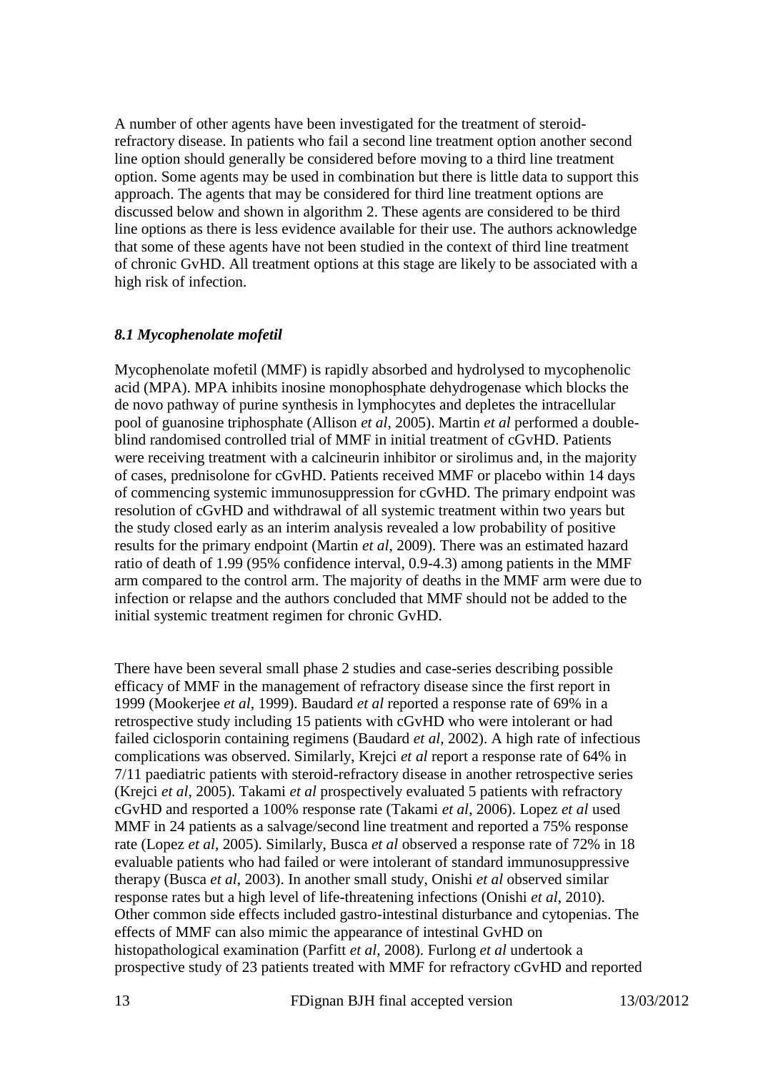A number of other agents have been investigated for the treatment of steroid-refractory disease. In patients who fail a second line treatment option another second line option should generally be considered before moving to a third line treatment option. Some agents may be used in combination but there is little data to support this approach. The agents that may be considered for third line treatment options are discussed below and shown in algorithm 2. These agents are considered to be third line options as there is less evidence available for their use. The authors acknowledge that some of these agents have not been studied in the context of third line treatment of chronic GvHD. All treatment options at this stage are likely to be associated with a high risk of infection.

### *8.1 Mycophenolate mofetil*

Mycophenolate mofetil (MMF) is rapidly absorbed and hydrolysed to mycophenolic acid (MPA). MPA inhibits inosine monophosphate dehydrogenase which blocks the de novo pathway of purine synthesis in lymphocytes and depletes the intracellular pool of guanosine triphosphate (Allison *et al*, 2005). Martin *et al* performed a double-blind randomised controlled trial of MMF in initial treatment of cGvHD. Patients were receiving treatment with a calcineurin inhibitor or sirolimus and, in the majority of cases, prednisolone for cGvHD. Patients received MMF or placebo within 14 days of commencing systemic immunosuppression for cGvHD. The primary endpoint was resolution of cGvHD and withdrawal of all systemic treatment within two years but the study closed early as an interim analysis revealed a low probability of positive results for the primary endpoint (Martin *et al*, 2009). There was an estimated hazard ratio of death of 1.99 (95% confidence interval, 0.9-4.3) among patients in the MMF arm compared to the control arm. The majority of deaths in the MMF arm were due to infection or relapse and the authors concluded that MMF should not be added to the initial systemic treatment regimen for chronic GvHD.

There have been several small phase 2 studies and case-series describing possible efficacy of MMF in the management of refractory disease since the first report in 1999 (Mookerjee *et al*, 1999). Baudard *et al* reported a response rate of 69% in a retrospective study including 15 patients with cGvHD who were intolerant or had failed ciclosporin containing regimens (Baudard *et al*, 2002). A high rate of infectious complications was observed. Similarly, Krejci *et al* report a response rate of 64% in 7/11 paediatric patients with steroid-refractory disease in another retrospective series (Krejci *et al*, 2005). Takami *et al* prospectively evaluated 5 patients with refractory cGvHD and resported a 100% response rate (Takami *et al*, 2006). Lopez *et al* used MMF in 24 patients as a salvage/second line treatment and reported a 75% response rate (Lopez *et al*, 2005). Similarly, Busca *et al* observed a response rate of 72% in 18 evaluable patients who had failed or were intolerant of standard immunosuppressive therapy (Busca *et al*, 2003). In another small study, Onishi *et al* observed similar response rates but a high level of life-threatening infections (Onishi *et al*, 2010). Other common side effects included gastro-intestinal disturbance and cytopenias. The effects of MMF can also mimic the appearance of intestinal GvHD on histopathological examination (Parfitt *et al*, 2008). Furlong *et al* undertook a prospective study of 23 patients treated with MMF for refractory cGvHD and reported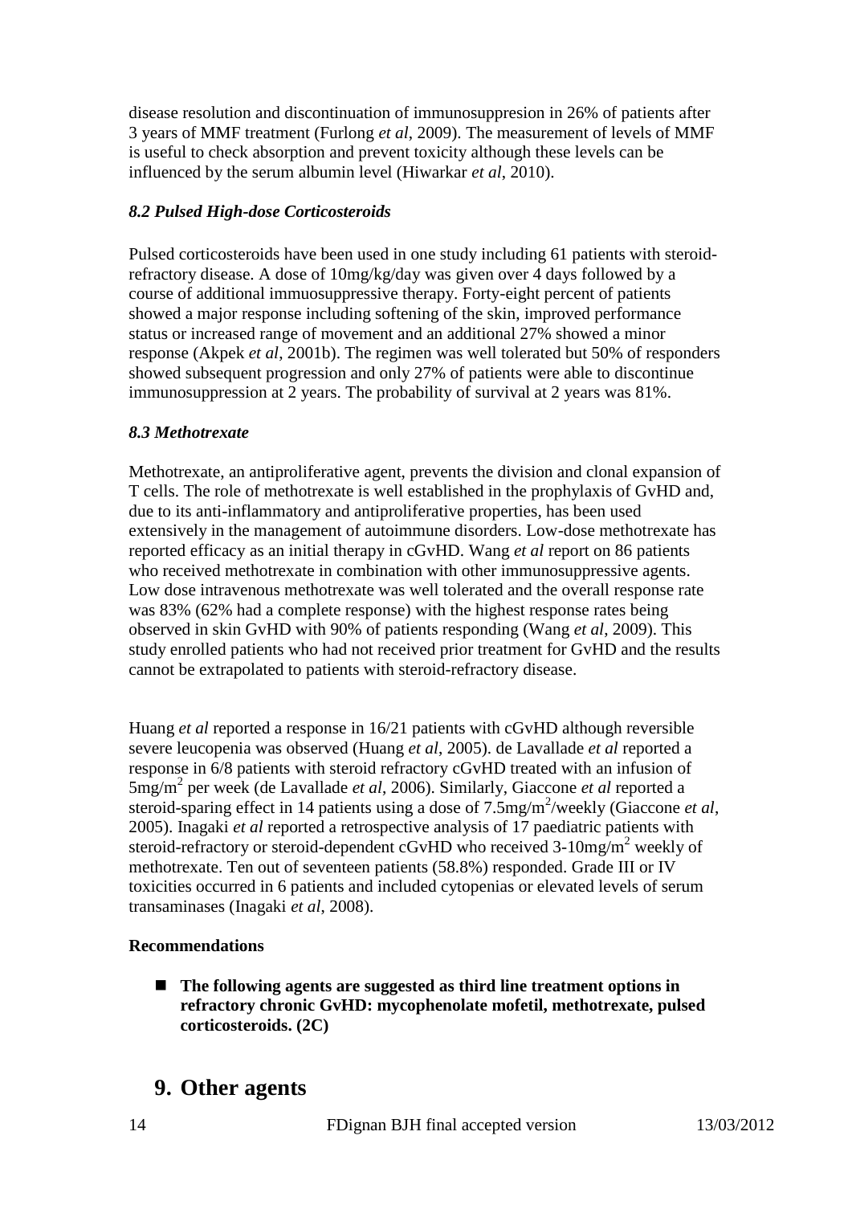disease resolution and discontinuation of immunosuppresion in 26% of patients after 3 years of MMF treatment (Furlong *et al*, 2009). The measurement of levels of MMF is useful to check absorption and prevent toxicity although these levels can be influenced by the serum albumin level (Hiwarkar *et al*, 2010).

### *8.2 Pulsed High-dose Corticosteroids*

Pulsed corticosteroids have been used in one study including 61 patients with steroid-refractory disease. A dose of 10mg/kg/day was given over 4 days followed by a course of additional immuosuppressive therapy. Forty-eight percent of patients showed a major response including softening of the skin, improved performance status or increased range of movement and an additional 27% showed a minor response (Akpek *et al*, 2001b). The regimen was well tolerated but 50% of responders showed subsequent progression and only 27% of patients were able to discontinue immunosuppression at 2 years. The probability of survival at 2 years was 81%.

### *8.3 Methotrexate*

Methotrexate, an antiproliferative agent, prevents the division and clonal expansion of T cells. The role of methotrexate is well established in the prophylaxis of GvHD and, due to its anti-inflammatory and antiproliferative properties, has been used extensively in the management of autoimmune disorders. Low-dose methotrexate has reported efficacy as an initial therapy in cGvHD. Wang *et al* report on 86 patients who received methotrexate in combination with other immunosuppressive agents. Low dose intravenous methotrexate was well tolerated and the overall response rate was 83% (62% had a complete response) with the highest response rates being observed in skin GvHD with 90% of patients responding (Wang *et al*, 2009). This study enrolled patients who had not received prior treatment for GvHD and the results cannot be extrapolated to patients with steroid-refractory disease.

Huang *et al* reported a response in 16/21 patients with cGvHD although reversible severe leucopenia was observed (Huang *et al*, 2005). de Lavallade *et al* reported a response in 6/8 patients with steroid refractory cGvHD treated with an infusion of 5mg/m$^2$ per week (de Lavallade *et al*, 2006). Similarly, Giaccone *et al* reported a steroid-sparing effect in 14 patients using a dose of 7.5mg/m$^2$/weekly (Giaccone *et al*, 2005). Inagaki *et al* reported a retrospective analysis of 17 paediatric patients with steroid-refractory or steroid-dependent cGvHD who received 3-10mg/m$^2$ weekly of methotrexate. Ten out of seventeen patients (58.8%) responded. Grade III or IV toxicities occurred in 6 patients and included cytopenias or elevated levels of serum transaminases (Inagaki *et al*, 2008).

**Recommendations**

- **The following agents are suggested as third line treatment options in refractory chronic GvHD: mycophenolate mofetil, methotrexate, pulsed corticosteroids. (2C)**

## 9. Other agents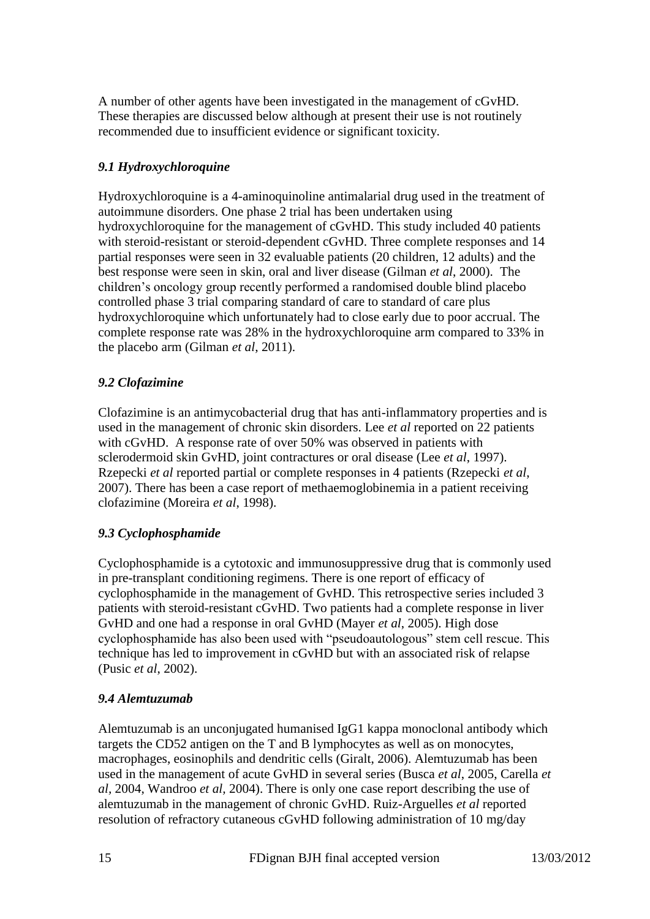A number of other agents have been investigated in the management of cGvHD. These therapies are discussed below although at present their use is not routinely recommended due to insufficient evidence or significant toxicity.

### *9.1 Hydroxychloroquine*

Hydroxychloroquine is a 4-aminoquinoline antimalarial drug used in the treatment of autoimmune disorders. One phase 2 trial has been undertaken using hydroxychloroquine for the management of cGvHD. This study included 40 patients with steroid-resistant or steroid-dependent cGvHD. Three complete responses and 14 partial responses were seen in 32 evaluable patients (20 children, 12 adults) and the best response were seen in skin, oral and liver disease (Gilman *et al*, 2000). The children's oncology group recently performed a randomised double blind placebo controlled phase 3 trial comparing standard of care to standard of care plus hydroxychloroquine which unfortunately had to close early due to poor accrual. The complete response rate was 28% in the hydroxychloroquine arm compared to 33% in the placebo arm (Gilman *et al*, 2011).

### *9.2 Clofazimine*

Clofazimine is an antimycobacterial drug that has anti-inflammatory properties and is used in the management of chronic skin disorders. Lee *et al* reported on 22 patients with cGvHD. A response rate of over 50% was observed in patients with sclerodermoid skin GvHD, joint contractures or oral disease (Lee *et al*, 1997). Rzepecki *et al* reported partial or complete responses in 4 patients (Rzepecki *et al*, 2007). There has been a case report of methaemoglobinemia in a patient receiving clofazimine (Moreira *et al*, 1998).

### *9.3 Cyclophosphamide*

Cyclophosphamide is a cytotoxic and immunosuppressive drug that is commonly used in pre-transplant conditioning regimens. There is one report of efficacy of cyclophosphamide in the management of GvHD. This retrospective series included 3 patients with steroid-resistant cGvHD. Two patients had a complete response in liver GvHD and one had a response in oral GvHD (Mayer *et al*, 2005). High dose cyclophosphamide has also been used with "pseudoautologous" stem cell rescue. This technique has led to improvement in cGvHD but with an associated risk of relapse (Pusic *et al*, 2002).

### *9.4 Alemtuzumab*

Alemtuzumab is an unconjugated humanised IgG1 kappa monoclonal antibody which targets the CD52 antigen on the T and B lymphocytes as well as on monocytes, macrophages, eosinophils and dendritic cells (Giralt, 2006). Alemtuzumab has been used in the management of acute GvHD in several series (Busca *et al*, 2005, Carella *et al*, 2004, Wandroo *et al*, 2004). There is only one case report describing the use of alemtuzumab in the management of chronic GvHD. Ruiz-Arguelles *et al* reported resolution of refractory cutaneous cGvHD following administration of 10 mg/day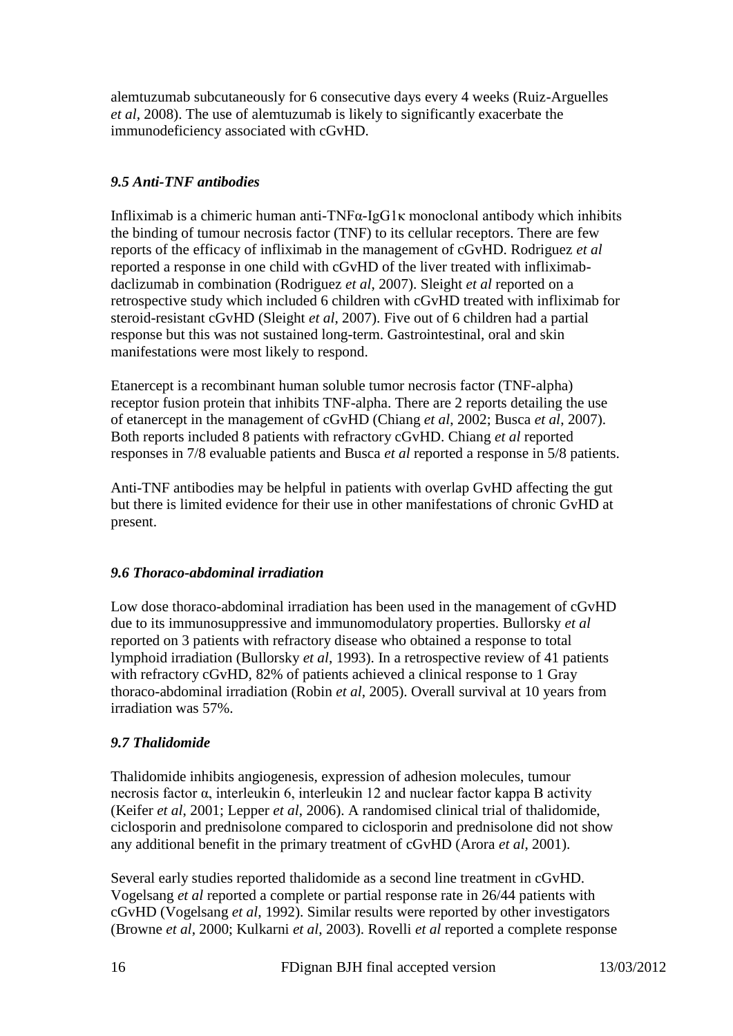alemtuzumab subcutaneously for 6 consecutive days every 4 weeks (Ruiz-Arguelles *et al*, 2008). The use of alemtuzumab is likely to significantly exacerbate the immunodeficiency associated with cGvHD.

### *9.5 Anti-TNF antibodies*

Infliximab is a chimeric human anti-TNFα-IgG1κ monoclonal antibody which inhibits the binding of tumour necrosis factor (TNF) to its cellular receptors. There are few reports of the efficacy of infliximab in the management of cGvHD. Rodriguez *et al* reported a response in one child with cGvHD of the liver treated with infliximab-daclizumab in combination (Rodriguez *et al*, 2007). Sleight *et al* reported on a retrospective study which included 6 children with cGvHD treated with infliximab for steroid-resistant cGvHD (Sleight *et al*, 2007). Five out of 6 children had a partial response but this was not sustained long-term. Gastrointestinal, oral and skin manifestations were most likely to respond.

Etanercept is a recombinant human soluble tumor necrosis factor (TNF-alpha) receptor fusion protein that inhibits TNF-alpha. There are 2 reports detailing the use of etanercept in the management of cGvHD (Chiang *et al*, 2002; Busca *et al*, 2007). Both reports included 8 patients with refractory cGvHD. Chiang *et al* reported responses in 7/8 evaluable patients and Busca *et al* reported a response in 5/8 patients.

Anti-TNF antibodies may be helpful in patients with overlap GvHD affecting the gut but there is limited evidence for their use in other manifestations of chronic GvHD at present.

### *9.6 Thoraco-abdominal irradiation*

Low dose thoraco-abdominal irradiation has been used in the management of cGvHD due to its immunosuppressive and immunomodulatory properties. Bullorsky *et al* reported on 3 patients with refractory disease who obtained a response to total lymphoid irradiation (Bullorsky *et al*, 1993). In a retrospective review of 41 patients with refractory cGvHD, 82% of patients achieved a clinical response to 1 Gray thoraco-abdominal irradiation (Robin *et al*, 2005). Overall survival at 10 years from irradiation was 57%.

### *9.7 Thalidomide*

Thalidomide inhibits angiogenesis, expression of adhesion molecules, tumour necrosis factor α, interleukin 6, interleukin 12 and nuclear factor kappa B activity (Keifer *et al*, 2001; Lepper *et al*, 2006). A randomised clinical trial of thalidomide, ciclosporin and prednisolone compared to ciclosporin and prednisolone did not show any additional benefit in the primary treatment of cGvHD (Arora *et al*, 2001).

Several early studies reported thalidomide as a second line treatment in cGvHD. Vogelsang *et al* reported a complete or partial response rate in 26/44 patients with cGvHD (Vogelsang *et al*, 1992). Similar results were reported by other investigators (Browne *et al*, 2000; Kulkarni *et al*, 2003). Rovelli *et al* reported a complete response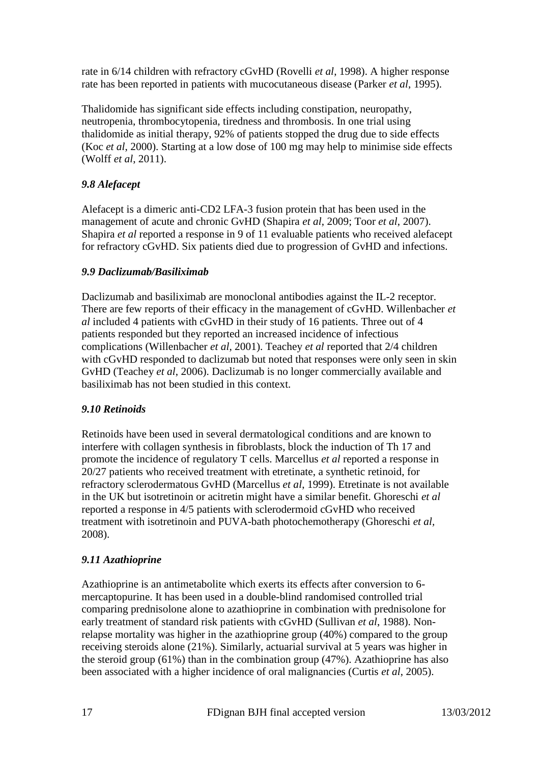rate in 6/14 children with refractory cGvHD (Rovelli *et al*, 1998). A higher response rate has been reported in patients with mucocutaneous disease (Parker *et al*, 1995).

Thalidomide has significant side effects including constipation, neuropathy, neutropenia, thrombocytopenia, tiredness and thrombosis. In one trial using thalidomide as initial therapy, 92% of patients stopped the drug due to side effects (Koc *et al*, 2000). Starting at a low dose of 100 mg may help to minimise side effects (Wolff *et al*, 2011).

### *9.8 Alefacept*

Alefacept is a dimeric anti-CD2 LFA-3 fusion protein that has been used in the management of acute and chronic GvHD (Shapira *et al*, 2009; Toor *et al*, 2007). Shapira *et al* reported a response in 9 of 11 evaluable patients who received alefacept for refractory cGvHD. Six patients died due to progression of GvHD and infections.

### *9.9 Daclizumab/Basiliximab*

Daclizumab and basiliximab are monoclonal antibodies against the IL-2 receptor. There are few reports of their efficacy in the management of cGvHD. Willenbacher *et al* included 4 patients with cGvHD in their study of 16 patients. Three out of 4 patients responded but they reported an increased incidence of infectious complications (Willenbacher *et al*, 2001). Teachey *et al* reported that 2/4 children with cGvHD responded to daclizumab but noted that responses were only seen in skin GvHD (Teachey *et al*, 2006). Daclizumab is no longer commercially available and basiliximab has not been studied in this context.

### *9.10 Retinoids*

Retinoids have been used in several dermatological conditions and are known to interfere with collagen synthesis in fibroblasts, block the induction of Th 17 and promote the incidence of regulatory T cells. Marcellus *et al* reported a response in 20/27 patients who received treatment with etretinate, a synthetic retinoid, for refractory sclerodermatous GvHD (Marcellus *et al*, 1999). Etretinate is not available in the UK but isotretinoin or acitretin might have a similar benefit. Ghoreschi *et al* reported a response in 4/5 patients with sclerodermoid cGvHD who received treatment with isotretinoin and PUVA-bath photochemotherapy (Ghoreschi *et al*, 2008).

### *9.11 Azathioprine*

Azathioprine is an antimetabolite which exerts its effects after conversion to 6-mercaptopurine. It has been used in a double-blind randomised controlled trial comparing prednisolone alone to azathioprine in combination with prednisolone for early treatment of standard risk patients with cGvHD (Sullivan *et al*, 1988). Non-relapse mortality was higher in the azathioprine group (40%) compared to the group receiving steroids alone (21%). Similarly, actuarial survival at 5 years was higher in the steroid group (61%) than in the combination group (47%). Azathioprine has also been associated with a higher incidence of oral malignancies (Curtis *et al*, 2005).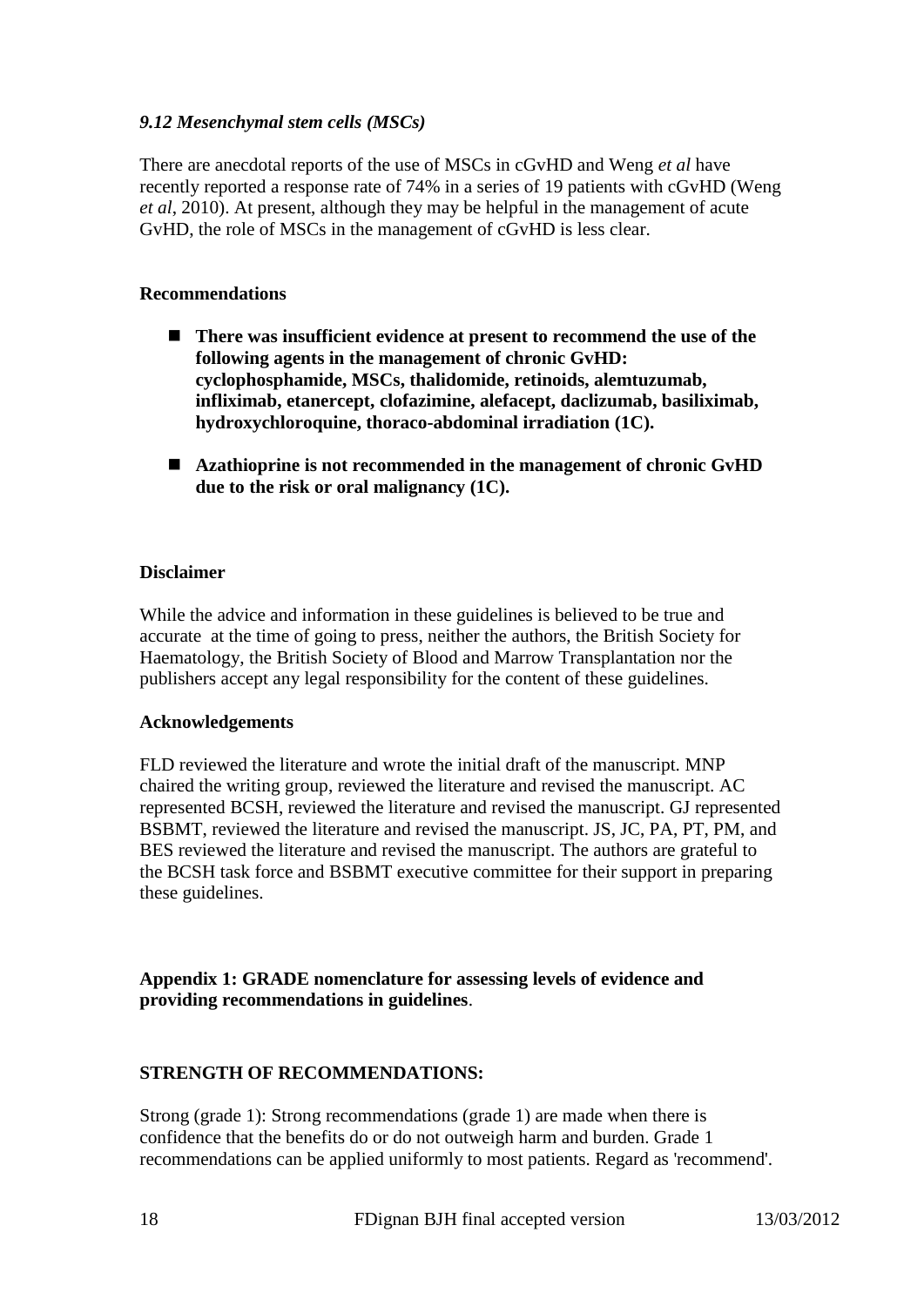### *9.12 Mesenchymal stem cells (MSCs)*

There are anecdotal reports of the use of MSCs in cGvHD and Weng *et al* have recently reported a response rate of 74% in a series of 19 patients with cGvHD (Weng *et al*, 2010). At present, although they may be helpful in the management of acute GvHD, the role of MSCs in the management of cGvHD is less clear.

**Recommendations**

- **There was insufficient evidence at present to recommend the use of the following agents in the management of chronic GvHD: cyclophosphamide, MSCs, thalidomide, retinoids, alemtuzumab, infliximab, etanercept, clofazimine, alefacept, daclizumab, basiliximab, hydroxychloroquine, thoraco-abdominal irradiation (1C).**
- **Azathioprine is not recommended in the management of chronic GvHD due to the risk or oral malignancy (1C).**

**Disclaimer**

While the advice and information in these guidelines is believed to be true and accurate at the time of going to press, neither the authors, the British Society for Haematology, the British Society of Blood and Marrow Transplantation nor the publishers accept any legal responsibility for the content of these guidelines.

**Acknowledgements**

FLD reviewed the literature and wrote the initial draft of the manuscript. MNP chaired the writing group, reviewed the literature and revised the manuscript. AC represented BCSH, reviewed the literature and revised the manuscript. GJ represented BSBMT, reviewed the literature and revised the manuscript. JS, JC, PA, PT, PM, and BES reviewed the literature and revised the manuscript. The authors are grateful to the BCSH task force and BSBMT executive committee for their support in preparing these guidelines.

**Appendix 1: GRADE nomenclature for assessing levels of evidence and providing recommendations in guidelines**.

**STRENGTH OF RECOMMENDATIONS:**

Strong (grade 1): Strong recommendations (grade 1) are made when there is confidence that the benefits do or do not outweigh harm and burden. Grade 1 recommendations can be applied uniformly to most patients. Regard as 'recommend'.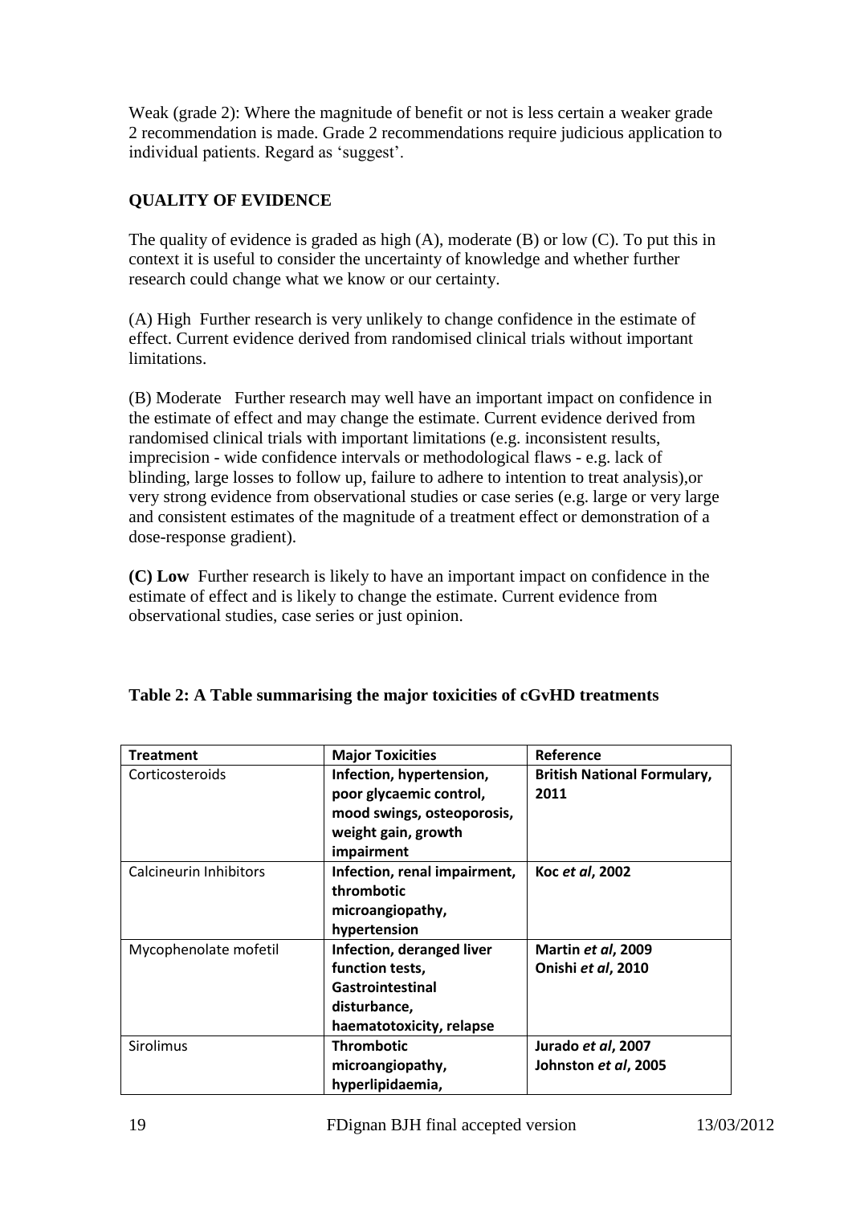Weak (grade 2): Where the magnitude of benefit or not is less certain a weaker grade 2 recommendation is made. Grade 2 recommendations require judicious application to individual patients. Regard as 'suggest'.

**QUALITY OF EVIDENCE**

The quality of evidence is graded as high (A), moderate (B) or low (C). To put this in context it is useful to consider the uncertainty of knowledge and whether further research could change what we know or our certainty.

(A) High  Further research is very unlikely to change confidence in the estimate of effect. Current evidence derived from randomised clinical trials without important limitations.

(B) Moderate  Further research may well have an important impact on confidence in the estimate of effect and may change the estimate. Current evidence derived from randomised clinical trials with important limitations (e.g. inconsistent results, imprecision - wide confidence intervals or methodological flaws - e.g. lack of blinding, large losses to follow up, failure to adhere to intention to treat analysis),or very strong evidence from observational studies or case series (e.g. large or very large and consistent estimates of the magnitude of a treatment effect or demonstration of a dose-response gradient).

**(C) Low**  Further research is likely to have an important impact on confidence in the estimate of effect and is likely to change the estimate. Current evidence from observational studies, case series or just opinion.

**Table 2: A Table summarising the major toxicities of cGvHD treatments**

| Treatment | Major Toxicities | Reference |
|---|---|---|
| Corticosteroids | **Infection, hypertension, poor glycaemic control, mood swings, osteoporosis, weight gain, growth impairment** | **British National Formulary, 2011** |
| Calcineurin Inhibitors | **Infection, renal impairment, thrombotic microangiopathy, hypertension** | **Koc *et al*, 2002** |
| Mycophenolate mofetil | **Infection, deranged liver function tests, Gastrointestinal disturbance, haematotoxicity, relapse** | **Martin *et al*, 2009 Onishi *et al*, 2010** |
| Sirolimus | **Thrombotic microangiopathy, hyperlipidaemia,** | **Jurado *et al*, 2007 Johnston *et al*, 2005** |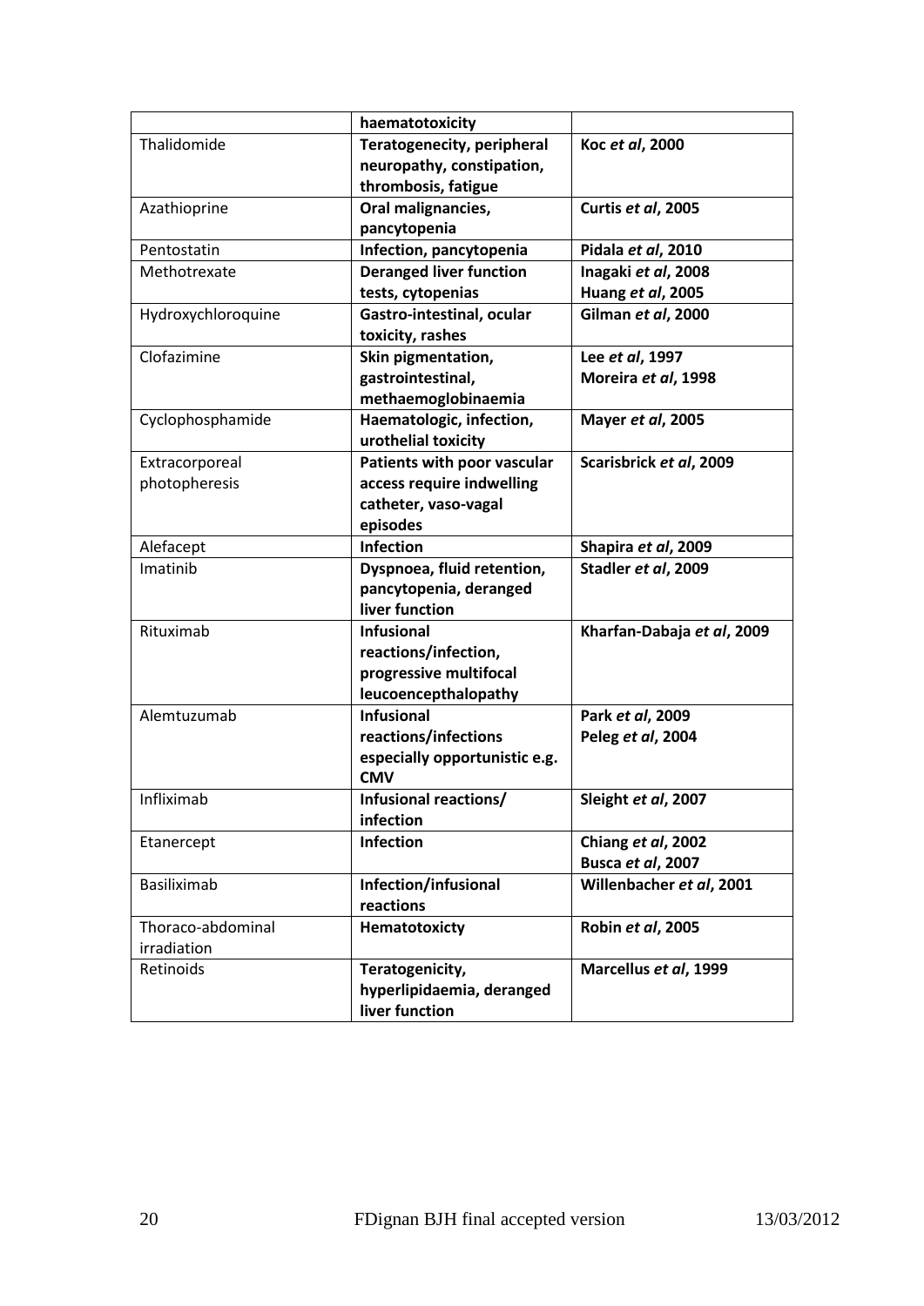| | **haematotoxicity** | |
|---|---|---|
| Thalidomide | **Teratogenecity, peripheral neuropathy, constipation, thrombosis, fatigue** | **Koc *et al*, 2000** |
| Azathioprine | **Oral malignancies, pancytopenia** | **Curtis *et al*, 2005** |
| Pentostatin | **Infection, pancytopenia** | **Pidala *et al*, 2010** |
| Methotrexate | **Deranged liver function tests, cytopenias** | **Inagaki *et al*, 2008**<br>**Huang *et al*, 2005** |
| Hydroxychloroquine | **Gastro-intestinal, ocular toxicity, rashes** | **Gilman *et al*, 2000** |
| Clofazimine | **Skin pigmentation, gastrointestinal, methaemoglobinaemia** | **Lee *et al*, 1997**<br>**Moreira *et al*, 1998** |
| Cyclophosphamide | **Haematologic, infection, urothelial toxicity** | **Mayer *et al*, 2005** |
| Extracorporeal photopheresis | **Patients with poor vascular access require indwelling catheter, vaso-vagal episodes** | **Scarisbrick *et al*, 2009** |
| Alefacept | **Infection** | **Shapira *et al*, 2009** |
| Imatinib | **Dyspnoea, fluid retention, pancytopenia, deranged liver function** | **Stadler *et al*, 2009** |
| Rituximab | **Infusional reactions/infection, progressive multifocal leucoencepthalopathy** | **Kharfan-Dabaja *et al*, 2009** |
| Alemtuzumab | **Infusional reactions/infections especially opportunistic e.g. CMV** | **Park *et al*, 2009**<br>**Peleg *et al*, 2004** |
| Infliximab | **Infusional reactions/ infection** | **Sleight *et al*, 2007** |
| Etanercept | **Infection** | **Chiang *et al*, 2002**<br>**Busca *et al*, 2007** |
| Basiliximab | **Infection/infusional reactions** | **Willenbacher *et al*, 2001** |
| Thoraco-abdominal irradiation | **Hematotoxicty** | **Robin *et al*, 2005** |
| Retinoids | **Teratogenicity, hyperlipidaemia, deranged liver function** | **Marcellus *et al*, 1999** |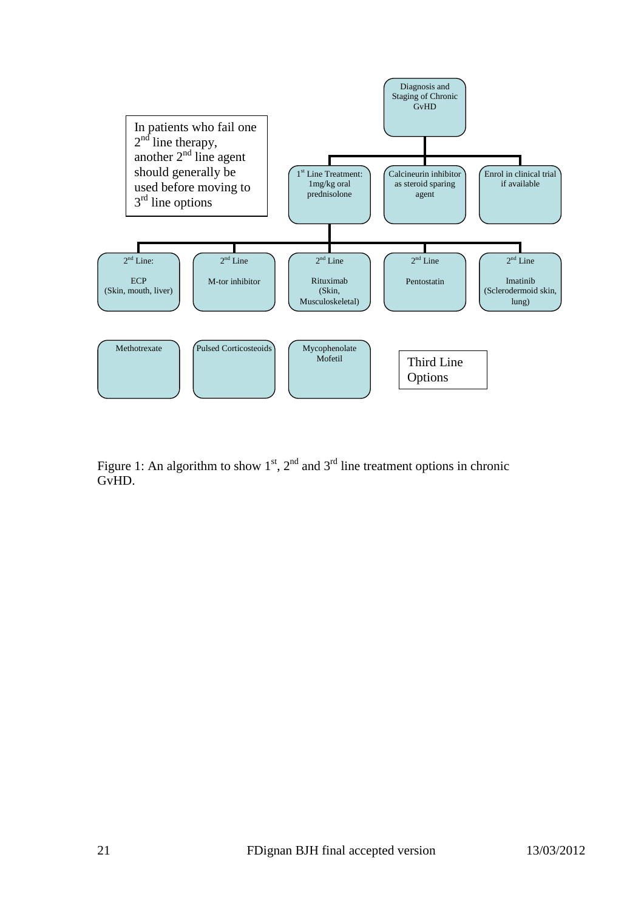Diagnosis and Staging of Chronic GvHD

- 1st Line Treatment: 1mg/kg oral prednisolone
- Calcineurin inhibitor as steroid sparing agent
- Enrol in clinical trial if available

In patients who fail one 2nd line therapy, another 2nd line agent should generally be used before moving to 3rd line options

- 2nd Line: ECP (Skin, mouth, liver)
- 2nd Line M-tor inhibitor
- 2nd Line Rituximab (Skin, Musculoskeletal)
- 2nd Line Pentostatin
- 2nd Line Imatinib (Sclerodermoid skin, lung)

Third Line Options

- Methotrexate
- Pulsed Corticosteoids
- Mycophenolate Mofetil

Figure 1: An algorithm to show 1st, 2nd and 3rd line treatment options in chronic GvHD.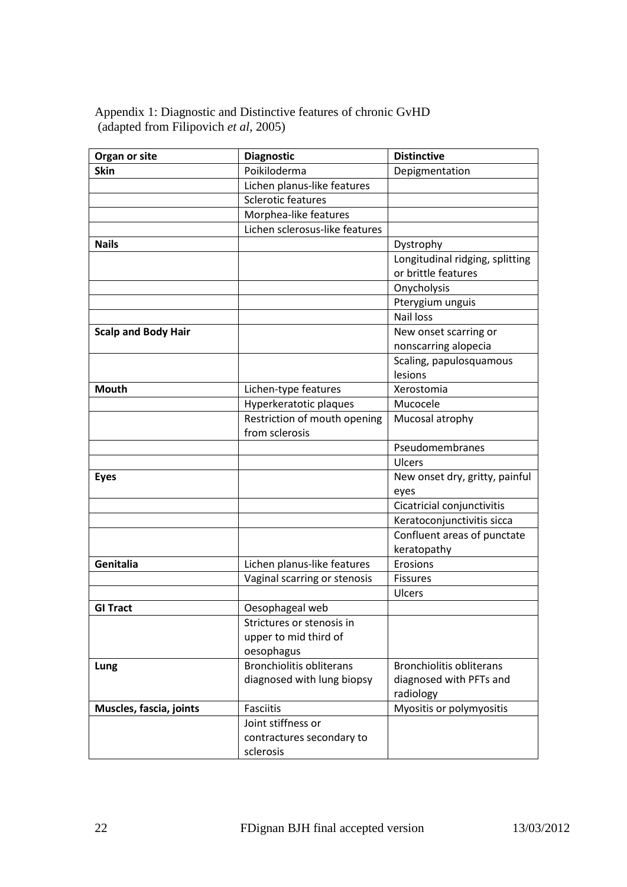Appendix 1: Diagnostic and Distinctive features of chronic GvHD (adapted from Filipovich *et al*, 2005)

| Organ or site | Diagnostic | Distinctive |
|---|---|---|
| **Skin** | Poikiloderma | Depigmentation |
| | Lichen planus-like features | |
| | Sclerotic features | |
| | Morphea-like features | |
| | Lichen sclerosus-like features | |
| **Nails** | | Dystrophy |
| | | Longitudinal ridging, splitting or brittle features |
| | | Onycholysis |
| | | Pterygium unguis |
| | | Nail loss |
| **Scalp and Body Hair** | | New onset scarring or nonscarring alopecia |
| | | Scaling, papulosquamous lesions |
| **Mouth** | Lichen-type features | Xerostomia |
| | Hyperkeratotic plaques | Mucocele |
| | Restriction of mouth opening from sclerosis | Mucosal atrophy |
| | | Pseudomembranes |
| | | Ulcers |
| **Eyes** | | New onset dry, gritty, painful eyes |
| | | Cicatricial conjunctivitis |
| | | Keratoconjunctivitis sicca |
| | | Confluent areas of punctate keratopathy |
| **Genitalia** | Lichen planus-like features | Erosions |
| | Vaginal scarring or stenosis | Fissures |
| | | Ulcers |
| **GI Tract** | Oesophageal web | |
| | Strictures or stenosis in upper to mid third of oesophagus | |
| **Lung** | Bronchiolitis obliterans diagnosed with lung biopsy | Bronchiolitis obliterans diagnosed with PFTs and radiology |
| **Muscles, fascia, joints** | Fasciitis | Myositis or polymyositis |
| | Joint stiffness or contractures secondary to sclerosis | |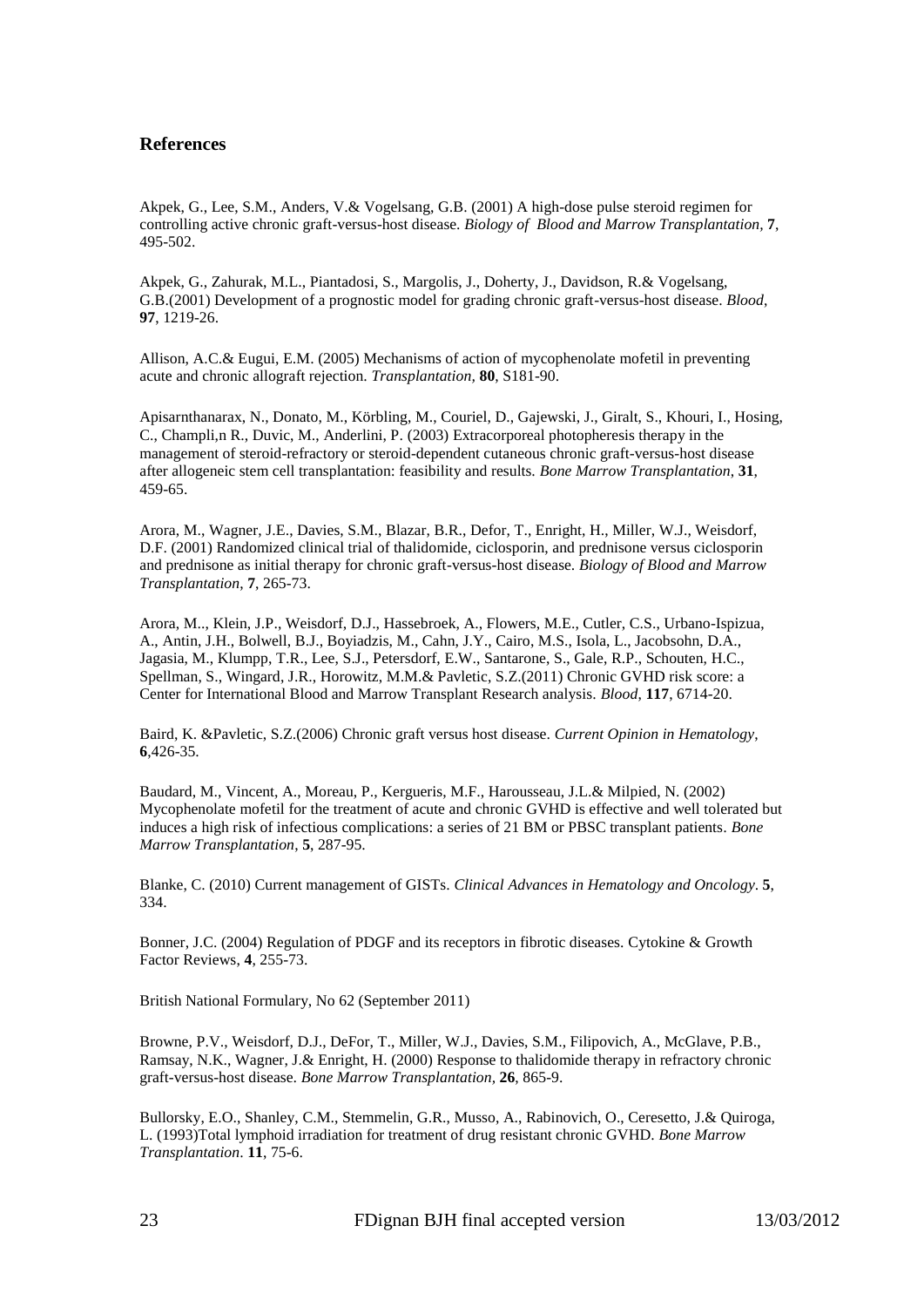## References

Akpek, G., Lee, S.M., Anders, V.& Vogelsang, G.B. (2001) A high-dose pulse steroid regimen for controlling active chronic graft-versus-host disease. *Biology of Blood and Marrow Transplantation,* **7**, 495-502.

Akpek, G., Zahurak, M.L., Piantadosi, S., Margolis, J., Doherty, J., Davidson, R.& Vogelsang, G.B.(2001) Development of a prognostic model for grading chronic graft-versus-host disease. *Blood*, **97**, 1219-26.

Allison, A.C.& Eugui, E.M. (2005) Mechanisms of action of mycophenolate mofetil in preventing acute and chronic allograft rejection. *Transplantation,* **80**, S181-90.

Apisarnthanarax, N., Donato, M., Körbling, M., Couriel, D., Gajewski, J., Giralt, S., Khouri, I., Hosing, C., Champli,n R., Duvic, M., Anderlini, P. (2003) Extracorporeal photopheresis therapy in the management of steroid-refractory or steroid-dependent cutaneous chronic graft-versus-host disease after allogeneic stem cell transplantation: feasibility and results. *Bone Marrow Transplantation,* **31**, 459-65.

Arora, M., Wagner, J.E., Davies, S.M., Blazar, B.R., Defor, T., Enright, H., Miller, W.J., Weisdorf, D.F. (2001) Randomized clinical trial of thalidomide, ciclosporin, and prednisone versus ciclosporin and prednisone as initial therapy for chronic graft-versus-host disease. *Biology of Blood and Marrow Transplantation*, **7**, 265-73.

Arora, M.., Klein, J.P., Weisdorf, D.J., Hassebroek, A., Flowers, M.E., Cutler, C.S., Urbano-Ispizua, A., Antin, J.H., Bolwell, B.J., Boyiadzis, M., Cahn, J.Y., Cairo, M.S., Isola, L., Jacobsohn, D.A., Jagasia, M., Klumpp, T.R., Lee, S.J., Petersdorf, E.W., Santarone, S., Gale, R.P., Schouten, H.C., Spellman, S., Wingard, J.R., Horowitz, M.M.& Pavletic, S.Z.(2011) Chronic GVHD risk score: a Center for International Blood and Marrow Transplant Research analysis. *Blood*, **117**, 6714-20.

Baird, K. &Pavletic, S.Z.(2006) Chronic graft versus host disease. *Current Opinion in Hematology*, **6**,426-35.

Baudard, M., Vincent, A., Moreau, P., Kergueris, M.F., Harousseau, J.L.& Milpied, N. (2002) Mycophenolate mofetil for the treatment of acute and chronic GVHD is effective and well tolerated but induces a high risk of infectious complications: a series of 21 BM or PBSC transplant patients. *Bone Marrow Transplantation*, **5**, 287-95.

Blanke, C. (2010) Current management of GISTs. *Clinical Advances in Hematology and Oncology*. **5**, 334.

Bonner, J.C. (2004) Regulation of PDGF and its receptors in fibrotic diseases. Cytokine & Growth Factor Reviews, **4**, 255-73.

British National Formulary, No 62 (September 2011)

Browne, P.V., Weisdorf, D.J., DeFor, T., Miller, W.J., Davies, S.M., Filipovich, A., McGlave, P.B., Ramsay, N.K., Wagner, J.& Enright, H. (2000) Response to thalidomide therapy in refractory chronic graft-versus-host disease. *Bone Marrow Transplantation,* **26**, 865-9.

Bullorsky, E.O., Shanley, C.M., Stemmelin, G.R., Musso, A., Rabinovich, O., Ceresetto, J.& Quiroga, L. (1993)Total lymphoid irradiation for treatment of drug resistant chronic GVHD. *Bone Marrow Transplantation*. **11**, 75-6.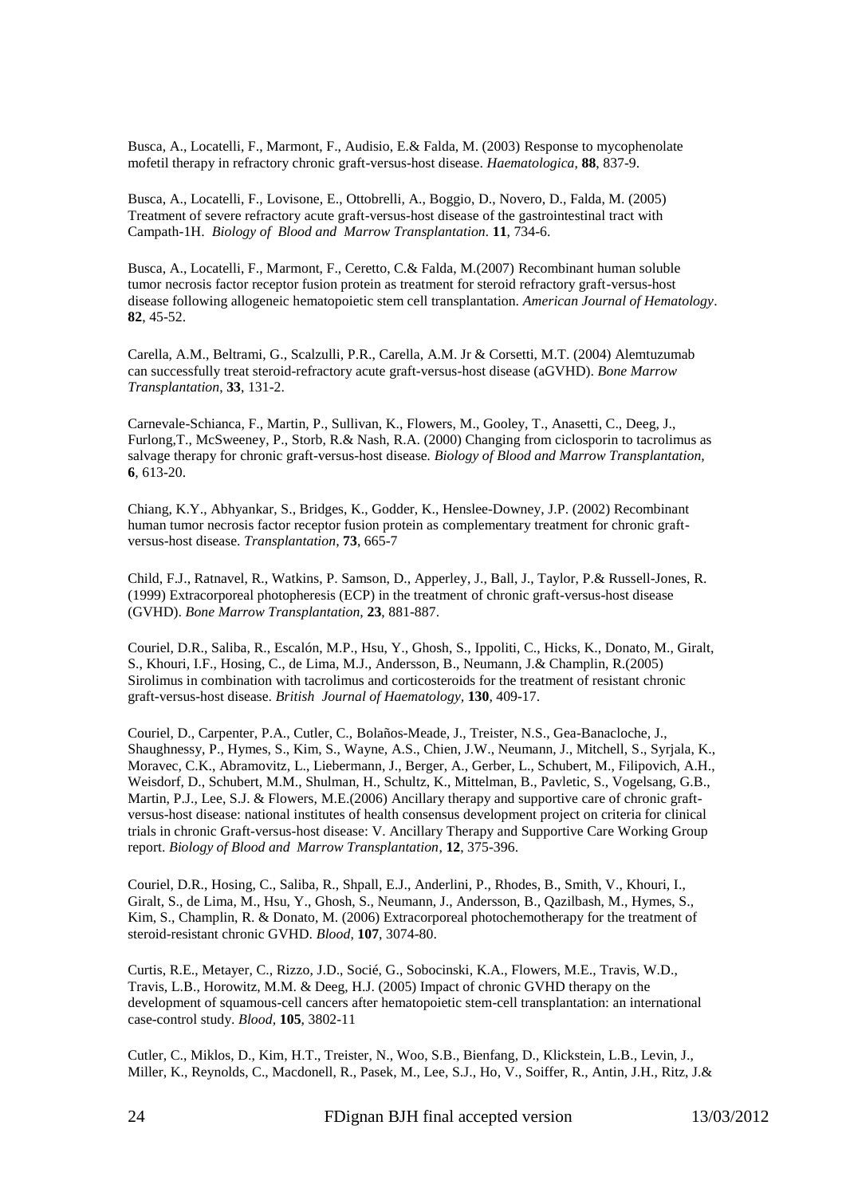Busca, A., Locatelli, F., Marmont, F., Audisio, E.& Falda, M. (2003) Response to mycophenolate mofetil therapy in refractory chronic graft-versus-host disease. *Haematologica*, **88**, 837-9.

Busca, A., Locatelli, F., Lovisone, E., Ottobrelli, A., Boggio, D., Novero, D., Falda, M. (2005) Treatment of severe refractory acute graft-versus-host disease of the gastrointestinal tract with Campath-1H. *Biology of Blood and Marrow Transplantation*. **11**, 734-6.

Busca, A., Locatelli, F., Marmont, F., Ceretto, C.& Falda, M.(2007) Recombinant human soluble tumor necrosis factor receptor fusion protein as treatment for steroid refractory graft-versus-host disease following allogeneic hematopoietic stem cell transplantation. *American Journal of Hematology*. **82**, 45-52.

Carella, A.M., Beltrami, G., Scalzulli, P.R., Carella, A.M. Jr & Corsetti, M.T. (2004) Alemtuzumab can successfully treat steroid-refractory acute graft-versus-host disease (aGVHD). *Bone Marrow Transplantation*, **33**, 131-2.

Carnevale-Schianca, F., Martin, P., Sullivan, K., Flowers, M., Gooley, T., Anasetti, C., Deeg, J., Furlong,T., McSweeney, P., Storb, R.& Nash, R.A. (2000) Changing from ciclosporin to tacrolimus as salvage therapy for chronic graft-versus-host disease*. Biology of Blood and Marrow Transplantation,* **6**, 613-20.

Chiang, K.Y., Abhyankar, S., Bridges, K., Godder, K., Henslee-Downey, J.P. (2002) Recombinant human tumor necrosis factor receptor fusion protein as complementary treatment for chronic graft-versus-host disease. *Transplantation*, **73**, 665-7

Child, F.J., Ratnavel, R., Watkins, P. Samson, D., Apperley, J., Ball, J., Taylor, P.& Russell-Jones, R. (1999) Extracorporeal photopheresis (ECP) in the treatment of chronic graft-versus-host disease (GVHD). *Bone Marrow Transplantation*, **23**, 881-887.

Couriel, D.R., Saliba, R., Escalón, M.P., Hsu, Y., Ghosh, S., Ippoliti, C., Hicks, K., Donato, M., Giralt, S., Khouri, I.F., Hosing, C., de Lima, M.J., Andersson, B., Neumann, J.& Champlin, R.(2005) Sirolimus in combination with tacrolimus and corticosteroids for the treatment of resistant chronic graft-versus-host disease. *British Journal of Haematology*, **130**, 409-17.

Couriel, D., Carpenter, P.A., Cutler, C., Bolaños-Meade, J., Treister, N.S., Gea-Banacloche, J., Shaughnessy, P., Hymes, S., Kim, S., Wayne, A.S., Chien, J.W., Neumann, J., Mitchell, S., Syrjala, K., Moravec, C.K., Abramovitz, L., Liebermann, J., Berger, A., Gerber, L., Schubert, M., Filipovich, A.H., Weisdorf, D., Schubert, M.M., Shulman, H., Schultz, K., Mittelman, B., Pavletic, S., Vogelsang, G.B., Martin, P.J., Lee, S.J. & Flowers, M.E.(2006) Ancillary therapy and supportive care of chronic graft-versus-host disease: national institutes of health consensus development project on criteria for clinical trials in chronic Graft-versus-host disease: V. Ancillary Therapy and Supportive Care Working Group report. *Biology of Blood and Marrow Transplantation*, **12**, 375-396.

Couriel, D.R., Hosing, C., Saliba, R., Shpall, E.J., Anderlini, P., Rhodes, B., Smith, V., Khouri, I., Giralt, S., de Lima, M., Hsu, Y., Ghosh, S., Neumann, J., Andersson, B., Qazilbash, M., Hymes, S., Kim, S., Champlin, R. & Donato, M. (2006) Extracorporeal photochemotherapy for the treatment of steroid-resistant chronic GVHD. *Blood*, **107**, 3074-80.

Curtis, R.E., Metayer, C., Rizzo, J.D., Socié, G., Sobocinski, K.A., Flowers, M.E., Travis, W.D., Travis, L.B., Horowitz, M.M. & Deeg, H.J. (2005) Impact of chronic GVHD therapy on the development of squamous-cell cancers after hematopoietic stem-cell transplantation: an international case-control study. *Blood*, **105**, 3802-11

Cutler, C., Miklos, D., Kim, H.T., Treister, N., Woo, S.B., Bienfang, D., Klickstein, L.B., Levin, J., Miller, K., Reynolds, C., Macdonell, R., Pasek, M., Lee, S.J., Ho, V., Soiffer, R., Antin, J.H., Ritz, J.&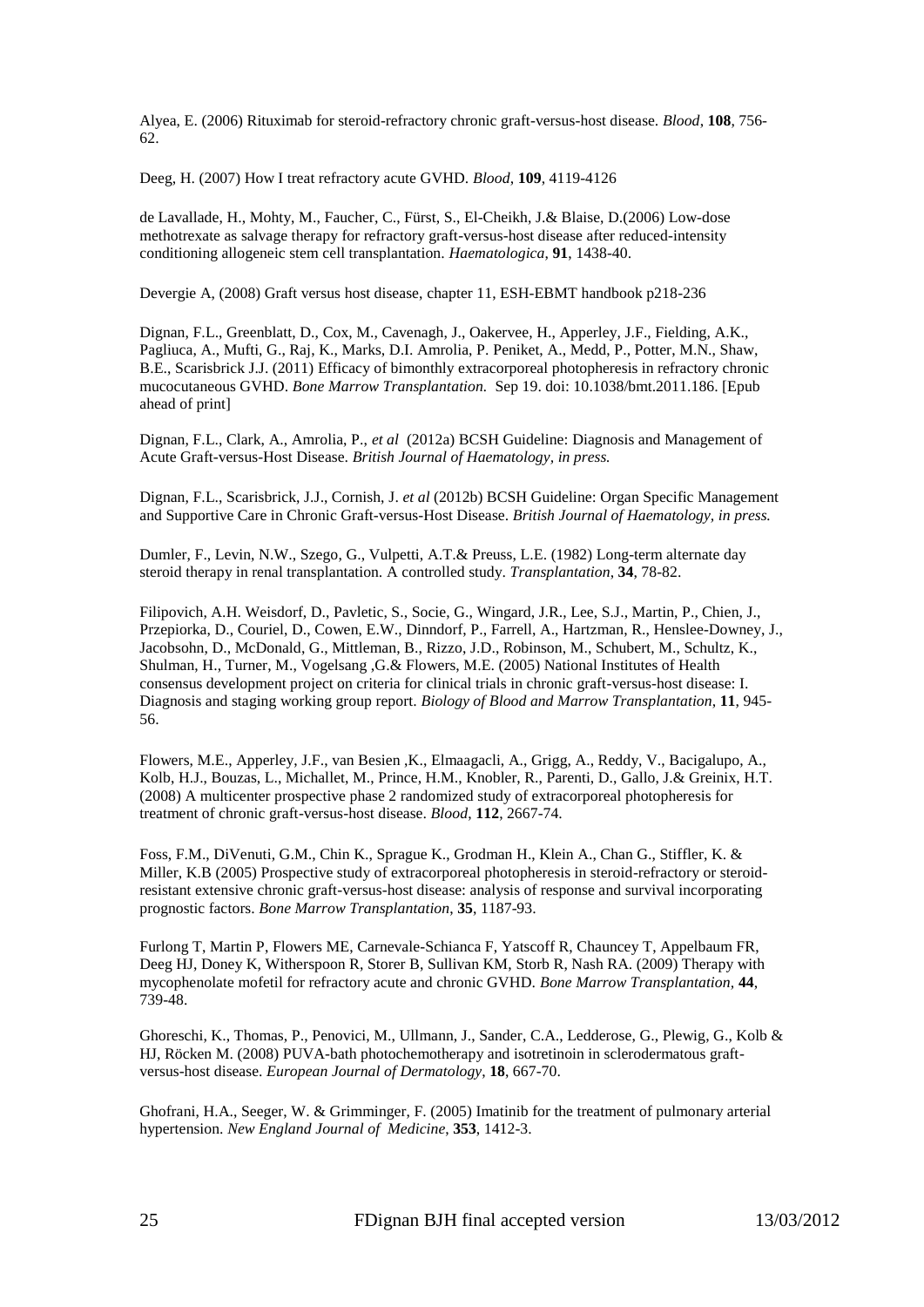Alyea, E. (2006) Rituximab for steroid-refractory chronic graft-versus-host disease. *Blood*, **108**, 756-62.

Deeg, H. (2007) How I treat refractory acute GVHD. *Blood,* **109**, 4119-4126

de Lavallade, H., Mohty, M., Faucher, C., Fürst, S., El-Cheikh, J.& Blaise, D.(2006) Low-dose methotrexate as salvage therapy for refractory graft-versus-host disease after reduced-intensity conditioning allogeneic stem cell transplantation. *Haematologica*, **91**, 1438-40.

Devergie A, (2008) Graft versus host disease, chapter 11, ESH-EBMT handbook p218-236

Dignan, F.L., Greenblatt, D., Cox, M., Cavenagh, J., Oakervee, H., Apperley, J.F., Fielding, A.K., Pagliuca, A., Mufti, G., Raj, K., Marks, D.I. Amrolia, P. Peniket, A., Medd, P., Potter, M.N., Shaw, B.E., Scarisbrick J.J. (2011) Efficacy of bimonthly extracorporeal photopheresis in refractory chronic mucocutaneous GVHD. *Bone Marrow Transplantation.* Sep 19. doi: 10.1038/bmt.2011.186. [Epub ahead of print]

Dignan, F.L., Clark, A., Amrolia, P., *et al* (2012a) BCSH Guideline: Diagnosis and Management of Acute Graft-versus-Host Disease. *British Journal of Haematology, in press.*

Dignan, F.L., Scarisbrick, J.J., Cornish, J. *et al* (2012b) BCSH Guideline: Organ Specific Management and Supportive Care in Chronic Graft-versus-Host Disease. *British Journal of Haematology, in press.*

Dumler, F., Levin, N.W., Szego, G., Vulpetti, A.T.& Preuss, L.E. (1982) Long-term alternate day steroid therapy in renal transplantation. A controlled study. *Transplantation*, **34**, 78-82.

Filipovich, A.H. Weisdorf, D., Pavletic, S., Socie, G., Wingard, J.R., Lee, S.J., Martin, P., Chien, J., Przepiorka, D., Couriel, D., Cowen, E.W., Dinndorf, P., Farrell, A., Hartzman, R., Henslee-Downey, J., Jacobsohn, D., McDonald, G., Mittleman, B., Rizzo, J.D., Robinson, M., Schubert, M., Schultz, K., Shulman, H., Turner, M., Vogelsang ,G.& Flowers, M.E. (2005) National Institutes of Health consensus development project on criteria for clinical trials in chronic graft-versus-host disease: I. Diagnosis and staging working group report. *Biology of Blood and Marrow Transplantation*, **11**, 945-56.

Flowers, M.E., Apperley, J.F., van Besien ,K., Elmaagacli, A., Grigg, A., Reddy, V., Bacigalupo, A., Kolb, H.J., Bouzas, L., Michallet, M., Prince, H.M., Knobler, R., Parenti, D., Gallo, J.& Greinix, H.T. (2008) A multicenter prospective phase 2 randomized study of extracorporeal photopheresis for treatment of chronic graft-versus-host disease. *Blood*, **112**, 2667-74.

Foss, F.M., DiVenuti, G.M., Chin K., Sprague K., Grodman H., Klein A., Chan G., Stiffler, K. & Miller, K.B (2005) Prospective study of extracorporeal photopheresis in steroid-refractory or steroid-resistant extensive chronic graft-versus-host disease: analysis of response and survival incorporating prognostic factors. *Bone Marrow Transplantation*, **35**, 1187-93.

Furlong T, Martin P, Flowers ME, Carnevale-Schianca F, Yatscoff R, Chauncey T, Appelbaum FR, Deeg HJ, Doney K, Witherspoon R, Storer B, Sullivan KM, Storb R, Nash RA. (2009) Therapy with mycophenolate mofetil for refractory acute and chronic GVHD. *Bone Marrow Transplantation*, **44**, 739-48.

Ghoreschi, K., Thomas, P., Penovici, M., Ullmann, J., Sander, C.A., Ledderose, G., Plewig, G., Kolb & HJ, Röcken M. (2008) PUVA-bath photochemotherapy and isotretinoin in sclerodermatous graft-versus-host disease. *European Journal of Dermatology*, **18**, 667-70.

Ghofrani, H.A., Seeger, W. & Grimminger, F. (2005) Imatinib for the treatment of pulmonary arterial hypertension. *New England Journal of Medicine*, **353**, 1412-3.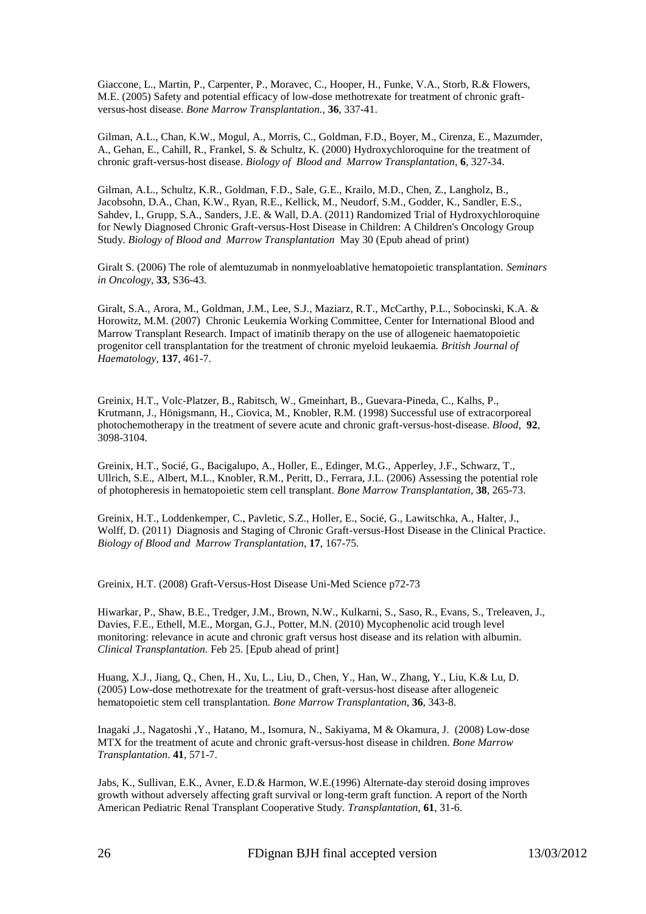Giaccone, L., Martin, P., Carpenter, P., Moravec, C., Hooper, H., Funke, V.A., Storb, R.& Flowers, M.E. (2005) Safety and potential efficacy of low-dose methotrexate for treatment of chronic graft-versus-host disease. *Bone Marrow Transplantation.*, **36**, 337-41.

Gilman, A.L., Chan, K.W., Mogul, A., Morris, C., Goldman, F.D., Boyer, M., Cirenza, E., Mazumder, A., Gehan, E., Cahill, R., Frankel, S. & Schultz, K. (2000) Hydroxychloroquine for the treatment of chronic graft-versus-host disease. *Biology of Blood and Marrow Transplantation*, **6**, 327-34.

Gilman, A.L., Schultz, K.R., Goldman, F.D., Sale, G.E., Krailo, M.D., Chen, Z., Langholz, B., Jacobsohn, D.A., Chan, K.W., Ryan, R.E., Kellick, M., Neudorf, S.M., Godder, K., Sandler, E.S., Sahdev, I., Grupp, S.A., Sanders, J.E. & Wall, D.A. (2011) Randomized Trial of Hydroxychloroquine for Newly Diagnosed Chronic Graft-versus-Host Disease in Children: A Children's Oncology Group Study. *Biology of Blood and Marrow Transplantation* May 30 (Epub ahead of print)

Giralt S. (2006) The role of alemtuzumab in nonmyeloablative hematopoietic transplantation. *Seminars in Oncology*, **33**, S36-43.

Giralt, S.A., Arora, M., Goldman, J.M., Lee, S.J., Maziarz, R.T., McCarthy, P.L., Sobocinski, K.A. & Horowitz, M.M. (2007) Chronic Leukemia Working Committee, Center for International Blood and Marrow Transplant Research. Impact of imatinib therapy on the use of allogeneic haematopoietic progenitor cell transplantation for the treatment of chronic myeloid leukaemia. *British Journal of Haematology*, **137**, 461-7.

Greinix, H.T., Volc-Platzer, B., Rabitsch, W., Gmeinhart, B., Guevara-Pineda, C., Kalhs, P., Krutmann, J., Hönigsmann, H., Ciovica, M., Knobler, R.M. (1998) Successful use of extracorporeal photochemotherapy in the treatment of severe acute and chronic graft-versus-host-disease. *Blood*, **92**, 3098-3104.

Greinix, H.T., Socié, G., Bacigalupo, A., Holler, E., Edinger, M.G., Apperley, J.F., Schwarz, T., Ullrich, S.E., Albert, M.L., Knobler, R.M., Peritt, D., Ferrara, J.L. (2006) Assessing the potential role of photopheresis in hematopoietic stem cell transplant. *Bone Marrow Transplantation*, **38**, 265-73.

Greinix, H.T., Loddenkemper, C., Pavletic, S.Z., Holler, E., Socié, G., Lawitschka, A., Halter, J., Wolff, D. (2011) Diagnosis and Staging of Chronic Graft-versus-Host Disease in the Clinical Practice. *Biology of Blood and Marrow Transplantation*, **17**, 167-75.

Greinix, H.T. (2008) Graft-Versus-Host Disease Uni-Med Science p72-73

Hiwarkar, P., Shaw, B.E., Tredger, J.M., Brown, N.W., Kulkarni, S., Saso, R., Evans, S., Treleaven, J., Davies, F.E., Ethell, M.E., Morgan, G.J., Potter, M.N. (2010) Mycophenolic acid trough level monitoring: relevance in acute and chronic graft versus host disease and its relation with albumin. *Clinical Transplantation.* Feb 25. [Epub ahead of print]

Huang, X.J., Jiang, Q., Chen, H., Xu, L., Liu, D., Chen, Y., Han, W., Zhang, Y., Liu, K.& Lu, D. (2005) Low-dose methotrexate for the treatment of graft-versus-host disease after allogeneic hematopoietic stem cell transplantation. *Bone Marrow Transplantation*, **36**, 343-8.

Inagaki ,J., Nagatoshi ,Y., Hatano, M., Isomura, N., Sakiyama, M & Okamura, J. (2008) Low-dose MTX for the treatment of acute and chronic graft-versus-host disease in children. *Bone Marrow Transplantation*. **41**, 571-7.

Jabs, K., Sullivan, E.K., Avner, E.D.& Harmon, W.E.(1996) Alternate-day steroid dosing improves growth without adversely affecting graft survival or long-term graft function. A report of the North American Pediatric Renal Transplant Cooperative Study. *Transplantation*, **61**, 31-6.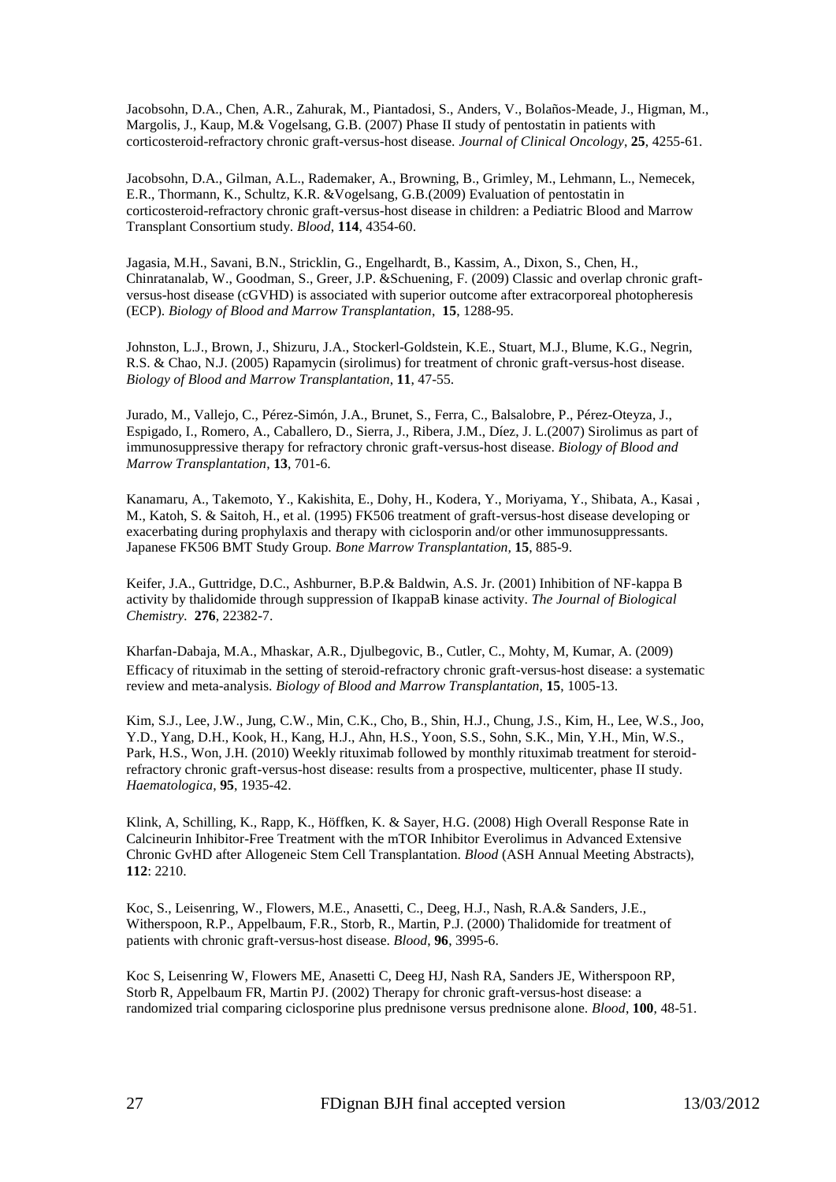Jacobsohn, D.A., Chen, A.R., Zahurak, M., Piantadosi, S., Anders, V., Bolaños-Meade, J., Higman, M., Margolis, J., Kaup, M.& Vogelsang, G.B. (2007) Phase II study of pentostatin in patients with corticosteroid-refractory chronic graft-versus-host disease. *Journal of Clinical Oncology*, **25**, 4255-61.

Jacobsohn, D.A., Gilman, A.L., Rademaker, A., Browning, B., Grimley, M., Lehmann, L., Nemecek, E.R., Thormann, K., Schultz, K.R. &Vogelsang, G.B.(2009) Evaluation of pentostatin in corticosteroid-refractory chronic graft-versus-host disease in children: a Pediatric Blood and Marrow Transplant Consortium study. *Blood*, **114**, 4354-60.

Jagasia, M.H., Savani, B.N., Stricklin, G., Engelhardt, B., Kassim, A., Dixon, S., Chen, H., Chinratanalab, W., Goodman, S., Greer, J.P. &Schuening, F. (2009) Classic and overlap chronic graft-versus-host disease (cGVHD) is associated with superior outcome after extracorporeal photopheresis (ECP). *Biology of Blood and Marrow Transplantation*, **15**, 1288-95.

Johnston, L.J., Brown, J., Shizuru, J.A., Stockerl-Goldstein, K.E., Stuart, M.J., Blume, K.G., Negrin, R.S. & Chao, N.J. (2005) Rapamycin (sirolimus) for treatment of chronic graft-versus-host disease. *Biology of Blood and Marrow Transplantation*, **11**, 47-55.

Jurado, M., Vallejo, C., Pérez-Simón, J.A., Brunet, S., Ferra, C., Balsalobre, P., Pérez-Oteyza, J., Espigado, I., Romero, A., Caballero, D., Sierra, J., Ribera, J.M., Díez, J. L.(2007) Sirolimus as part of immunosuppressive therapy for refractory chronic graft-versus-host disease. *Biology of Blood and Marrow Transplantation*, **13**, 701-6.

Kanamaru, A., Takemoto, Y., Kakishita, E., Dohy, H., Kodera, Y., Moriyama, Y., Shibata, A., Kasai , M., Katoh, S. & Saitoh, H., et al. (1995) FK506 treatment of graft-versus-host disease developing or exacerbating during prophylaxis and therapy with ciclosporin and/or other immunosuppressants. Japanese FK506 BMT Study Group. *Bone Marrow Transplantation*, **15**, 885-9.

Keifer, J.A., Guttridge, D.C., Ashburner, B.P.& Baldwin, A.S. Jr. (2001) Inhibition of NF-kappa B activity by thalidomide through suppression of IkappaB kinase activity. *The Journal of Biological Chemistry*. **276**, 22382-7.

Kharfan-Dabaja, M.A., Mhaskar, A.R., Djulbegovic, B., Cutler, C., Mohty, M, Kumar, A. (2009) Efficacy of rituximab in the setting of steroid-refractory chronic graft-versus-host disease: a systematic review and meta-analysis. *Biology of Blood and Marrow Transplantation*, **15**, 1005-13.

Kim, S.J., Lee, J.W., Jung, C.W., Min, C.K., Cho, B., Shin, H.J., Chung, J.S., Kim, H., Lee, W.S., Joo, Y.D., Yang, D.H., Kook, H., Kang, H.J., Ahn, H.S., Yoon, S.S., Sohn, S.K., Min, Y.H., Min, W.S., Park, H.S., Won, J.H. (2010) Weekly rituximab followed by monthly rituximab treatment for steroid-refractory chronic graft-versus-host disease: results from a prospective, multicenter, phase II study. *Haematologica*, **95**, 1935-42.

Klink, A, Schilling, K., Rapp, K., Höffken, K. & Sayer, H.G. (2008) High Overall Response Rate in Calcineurin Inhibitor-Free Treatment with the mTOR Inhibitor Everolimus in Advanced Extensive Chronic GvHD after Allogeneic Stem Cell Transplantation. *Blood* (ASH Annual Meeting Abstracts), **112**: 2210.

Koc, S., Leisenring, W., Flowers, M.E., Anasetti, C., Deeg, H.J., Nash, R.A.& Sanders, J.E., Witherspoon, R.P., Appelbaum, F.R., Storb, R., Martin, P.J. (2000) Thalidomide for treatment of patients with chronic graft-versus-host disease. *Blood*, **96**, 3995-6.

Koc S, Leisenring W, Flowers ME, Anasetti C, Deeg HJ, Nash RA, Sanders JE, Witherspoon RP, Storb R, Appelbaum FR, Martin PJ. (2002) Therapy for chronic graft-versus-host disease: a randomized trial comparing ciclosporine plus prednisone versus prednisone alone. *Blood*, **100**, 48-51.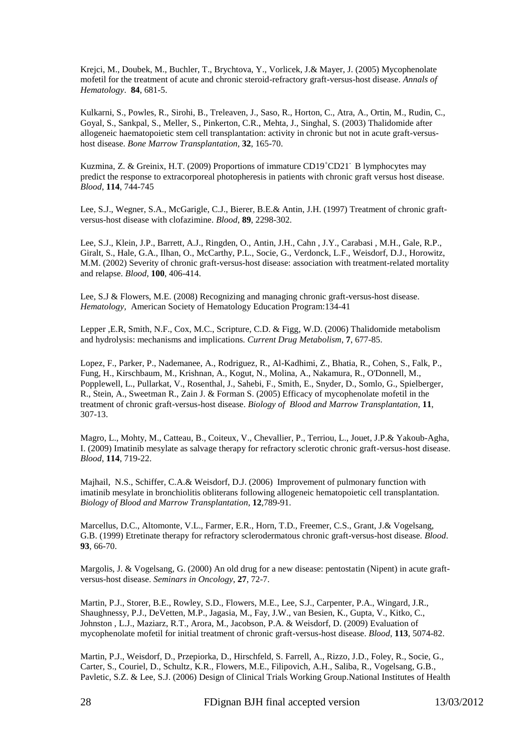Krejci, M., Doubek, M., Buchler, T., Brychtova, Y., Vorlicek, J.& Mayer, J. (2005) Mycophenolate mofetil for the treatment of acute and chronic steroid-refractory graft-versus-host disease. *Annals of Hematology*. **84**, 681-5.

Kulkarni, S., Powles, R., Sirohi, B., Treleaven, J., Saso, R., Horton, C., Atra, A., Ortin, M., Rudin, C., Goyal, S., Sankpal, S., Meller, S., Pinkerton, C.R., Mehta, J., Singhal, S. (2003) Thalidomide after allogeneic haematopoietic stem cell transplantation: activity in chronic but not in acute graft-versus-host disease. *Bone Marrow Transplantation,* **32**, 165-70.

Kuzmina, Z. & Greinix, H.T. (2009) Proportions of immature $CD19^{+}CD21^{-}$ B lymphocytes may predict the response to extracorporeal photopheresis in patients with chronic graft versus host disease. *Blood*, **114**, 744-745

Lee, S.J., Wegner, S.A., McGarigle, C.J., Bierer, B.E.& Antin, J.H. (1997) Treatment of chronic graft-versus-host disease with clofazimine. *Blood*, **89**, 2298-302.

Lee, S.J., Klein, J.P., Barrett, A.J., Ringden, O., Antin, J.H., Cahn , J.Y., Carabasi , M.H., Gale, R.P., Giralt, S., Hale, G.A., Ilhan, O., McCarthy, P.L., Socie, G., Verdonck, L.F., Weisdorf, D.J., Horowitz, M.M. (2002) Severity of chronic graft-versus-host disease: association with treatment-related mortality and relapse. *Blood,* **100**, 406-414.

Lee, S.J & Flowers, M.E. (2008) Recognizing and managing chronic graft-versus-host disease. *Hematology,* American Society of Hematology Education Program:134-41

Lepper ,E.R, Smith, N.F., Cox, M.C., Scripture, C.D. & Figg, W.D. (2006) Thalidomide metabolism and hydrolysis: mechanisms and implications. *Current Drug Metabolism*, **7**, 677-85.

Lopez, F., Parker, P., Nademanee, A., Rodriguez, R., Al-Kadhimi, Z., Bhatia, R., Cohen, S., Falk, P., Fung, H., Kirschbaum, M., Krishnan, A., Kogut, N., Molina, A., Nakamura, R., O'Donnell, M., Popplewell, L., Pullarkat, V., Rosenthal, J., Sahebi, F., Smith, E., Snyder, D., Somlo, G., Spielberger, R., Stein, A., Sweetman R., Zain J. & Forman S. (2005) Efficacy of mycophenolate mofetil in the treatment of chronic graft-versus-host disease. *Biology of Blood and Marrow Transplantation*, **11**, 307-13.

Magro, L., Mohty, M., Catteau, B., Coiteux, V., Chevallier, P., Terriou, L., Jouet, J.P.& Yakoub-Agha, I. (2009) Imatinib mesylate as salvage therapy for refractory sclerotic chronic graft-versus-host disease. *Blood*, **114**, 719-22.

Majhail, N.S., Schiffer, C.A.& Weisdorf, D.J. (2006) Improvement of pulmonary function with imatinib mesylate in bronchiolitis obliterans following allogeneic hematopoietic cell transplantation. *Biology of Blood and Marrow Transplantation*, **12**,789-91.

Marcellus, D.C., Altomonte, V.L., Farmer, E.R., Horn, T.D., Freemer, C.S., Grant, J.& Vogelsang, G.B. (1999) Etretinate therapy for refractory sclerodermatous chronic graft-versus-host disease. *Blood*. **93**, 66-70.

Margolis, J. & Vogelsang, G. (2000) An old drug for a new disease: pentostatin (Nipent) in acute graft-versus-host disease. *Seminars in Oncology*, **27**, 72-7.

Martin, P.J., Storer, B.E., Rowley, S.D., Flowers, M.E., Lee, S.J., Carpenter, P.A., Wingard, J.R., Shaughnessy, P.J., DeVetten, M.P., Jagasia, M., Fay, J.W., van Besien, K., Gupta, V., Kitko, C., Johnston , L.J., Maziarz, R.T., Arora, M., Jacobson, P.A. & Weisdorf, D. (2009) Evaluation of mycophenolate mofetil for initial treatment of chronic graft-versus-host disease. *Blood*, **113**, 5074-82.

Martin, P.J., Weisdorf, D., Przepiorka, D., Hirschfeld, S. Farrell, A., Rizzo, J.D., Foley, R., Socie, G., Carter, S., Couriel, D., Schultz, K.R., Flowers, M.E., Filipovich, A.H., Saliba, R., Vogelsang, G.B., Pavletic, S.Z. & Lee, S.J. (2006) Design of Clinical Trials Working Group.National Institutes of Health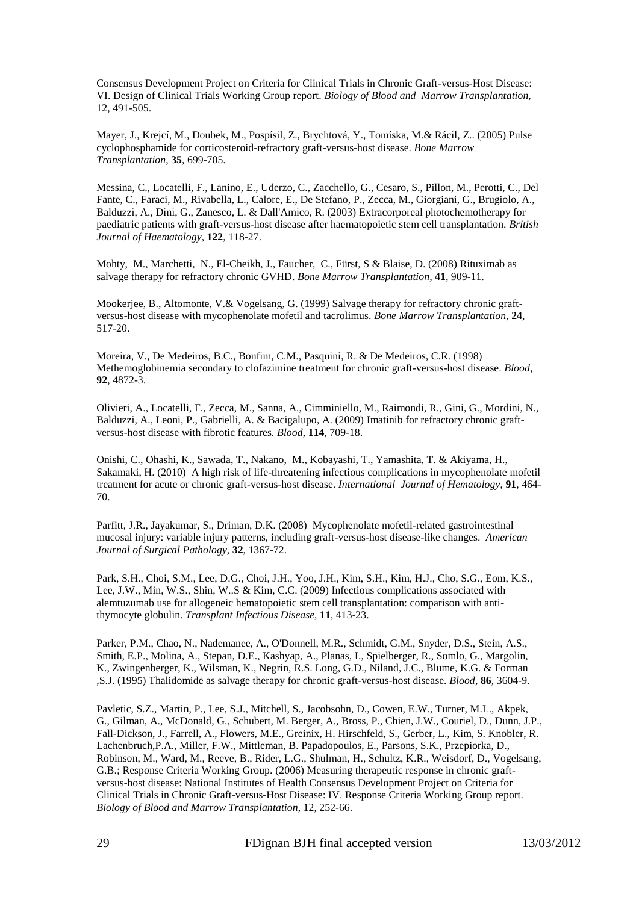Consensus Development Project on Criteria for Clinical Trials in Chronic Graft-versus-Host Disease: VI. Design of Clinical Trials Working Group report. *Biology of Blood and Marrow Transplantation*, 12, 491-505.

Mayer, J., Krejcí, M., Doubek, M., Pospísil, Z., Brychtová, Y., Tomíska, M.& Rácil, Z.. (2005) Pulse cyclophosphamide for corticosteroid-refractory graft-versus-host disease. *Bone Marrow Transplantation*, **35**, 699-705.

Messina, C., Locatelli, F., Lanino, E., Uderzo, C., Zacchello, G., Cesaro, S., Pillon, M., Perotti, C., Del Fante, C., Faraci, M., Rivabella, L., Calore, E., De Stefano, P., Zecca, M., Giorgiani, G., Brugiolo, A., Balduzzi, A., Dini, G., Zanesco, L. & Dall'Amico, R. (2003) Extracorporeal photochemotherapy for paediatric patients with graft-versus-host disease after haematopoietic stem cell transplantation. *British Journal of Haematology*, **122**, 118-27.

Mohty, M., Marchetti, N., El-Cheikh, J., Faucher, C., Fürst, S & Blaise, D. (2008) Rituximab as salvage therapy for refractory chronic GVHD. *Bone Marrow Transplantation*, **41**, 909-11.

Mookerjee, B., Altomonte, V.& Vogelsang, G. (1999) Salvage therapy for refractory chronic graft-versus-host disease with mycophenolate mofetil and tacrolimus. *Bone Marrow Transplantation*, **24**, 517-20.

Moreira, V., De Medeiros, B.C., Bonfim, C.M., Pasquini, R. & De Medeiros, C.R. (1998) Methemoglobinemia secondary to clofazimine treatment for chronic graft-versus-host disease. *Blood*, **92**, 4872-3.

Olivieri, A., Locatelli, F., Zecca, M., Sanna, A., Cimminiello, M., Raimondi, R., Gini, G., Mordini, N., Balduzzi, A., Leoni, P., Gabrielli, A. & Bacigalupo, A. (2009) Imatinib for refractory chronic graft-versus-host disease with fibrotic features. *Blood*, **114**, 709-18.

Onishi, C., Ohashi, K., Sawada, T., Nakano, M., Kobayashi, T., Yamashita, T. & Akiyama, H., Sakamaki, H. (2010) A high risk of life-threatening infectious complications in mycophenolate mofetil treatment for acute or chronic graft-versus-host disease. *International Journal of Hematology*, **91**, 464-70.

Parfitt, J.R., Jayakumar, S., Driman, D.K. (2008) Mycophenolate mofetil-related gastrointestinal mucosal injury: variable injury patterns, including graft-versus-host disease-like changes. *American Journal of Surgical Pathology*, **32**, 1367-72.

Park, S.H., Choi, S.M., Lee, D.G., Choi, J.H., Yoo, J.H., Kim, S.H., Kim, H.J., Cho, S.G., Eom, K.S., Lee, J.W., Min, W.S., Shin, W..S & Kim, C.C. (2009) Infectious complications associated with alemtuzumab use for allogeneic hematopoietic stem cell transplantation: comparison with anti-thymocyte globulin. *Transplant Infectious Disease*, **11**, 413-23.

Parker, P.M., Chao, N., Nademanee, A., O'Donnell, M.R., Schmidt, G.M., Snyder, D.S., Stein, A.S., Smith, E.P., Molina, A., Stepan, D.E., Kashyap, A., Planas, I., Spielberger, R., Somlo, G., Margolin, K., Zwingenberger, K., Wilsman, K., Negrin, R.S. Long, G.D., Niland, J.C., Blume, K.G. & Forman ,S.J. (1995) Thalidomide as salvage therapy for chronic graft-versus-host disease. *Blood*, **86**, 3604-9.

Pavletic, S.Z., Martin, P., Lee, S.J., Mitchell, S., Jacobsohn, D., Cowen, E.W., Turner, M.L., Akpek, G., Gilman, A., McDonald, G., Schubert, M. Berger, A., Bross, P., Chien, J.W., Couriel, D., Dunn, J.P., Fall-Dickson, J., Farrell, A., Flowers, M.E., Greinix, H. Hirschfeld, S., Gerber, L., Kim, S. Knobler, R. Lachenbruch,P.A., Miller, F.W., Mittleman, B. Papadopoulos, E., Parsons, S.K., Przepiorka, D., Robinson, M., Ward, M., Reeve, B., Rider, L.G., Shulman, H., Schultz, K.R., Weisdorf, D., Vogelsang, G.B.; Response Criteria Working Group. (2006) Measuring therapeutic response in chronic graft-versus-host disease: National Institutes of Health Consensus Development Project on Criteria for Clinical Trials in Chronic Graft-versus-Host Disease: IV. Response Criteria Working Group report. *Biology of Blood and Marrow Transplantation*, 12, 252-66.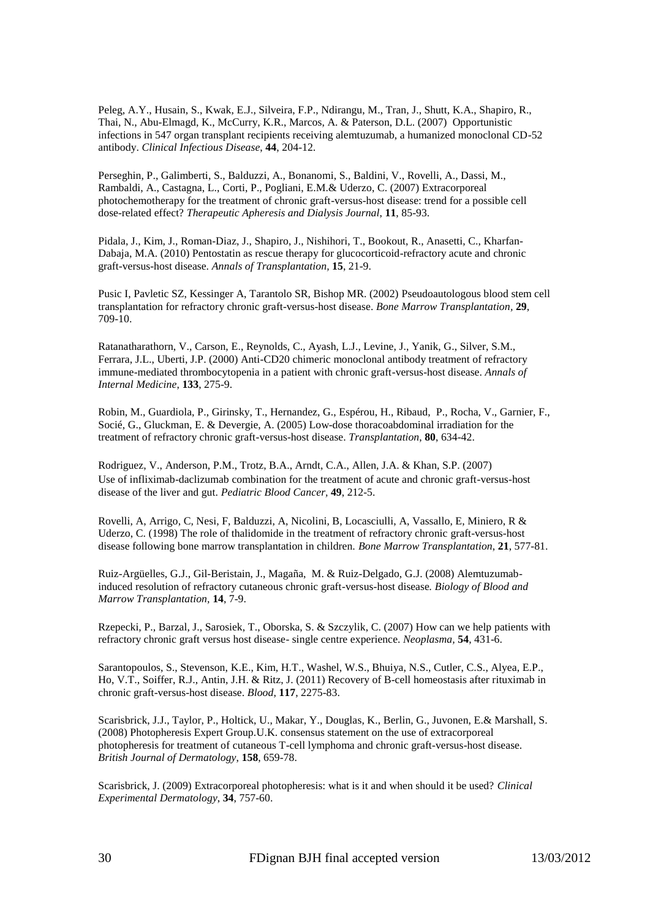Peleg, A.Y., Husain, S., Kwak, E.J., Silveira, F.P., Ndirangu, M., Tran, J., Shutt, K.A., Shapiro, R., Thai, N., Abu-Elmagd, K., McCurry, K.R., Marcos, A. & Paterson, D.L. (2007) Opportunistic infections in 547 organ transplant recipients receiving alemtuzumab, a humanized monoclonal CD-52 antibody. *Clinical Infectious Disease*, **44**, 204-12.

Perseghin, P., Galimberti, S., Balduzzi, A., Bonanomi, S., Baldini, V., Rovelli, A., Dassi, M., Rambaldi, A., Castagna, L., Corti, P., Pogliani, E.M.& Uderzo, C. (2007) Extracorporeal photochemotherapy for the treatment of chronic graft-versus-host disease: trend for a possible cell dose-related effect? *Therapeutic Apheresis and Dialysis Journal*, **11**, 85-93.

Pidala, J., Kim, J., Roman-Diaz, J., Shapiro, J., Nishihori, T., Bookout, R., Anasetti, C., Kharfan-Dabaja, M.A. (2010) Pentostatin as rescue therapy for glucocorticoid-refractory acute and chronic graft-versus-host disease. *Annals of Transplantation*, **15**, 21-9.

Pusic I, Pavletic SZ, Kessinger A, Tarantolo SR, Bishop MR. (2002) Pseudoautologous blood stem cell transplantation for refractory chronic graft-versus-host disease. *Bone Marrow Transplantation*, **29**, 709-10.

Ratanatharathorn, V., Carson, E., Reynolds, C., Ayash, L.J., Levine, J., Yanik, G., Silver, S.M., Ferrara, J.L., Uberti, J.P. (2000) Anti-CD20 chimeric monoclonal antibody treatment of refractory immune-mediated thrombocytopenia in a patient with chronic graft-versus-host disease. *Annals of Internal Medicine*, **133**, 275-9.

Robin, M., Guardiola, P., Girinsky, T., Hernandez, G., Espérou, H., Ribaud, P., Rocha, V., Garnier, F., Socié, G., Gluckman, E. & Devergie, A. (2005) Low-dose thoracoabdominal irradiation for the treatment of refractory chronic graft-versus-host disease. *Transplantation*, **80**, 634-42.

Rodriguez, V., Anderson, P.M., Trotz, B.A., Arndt, C.A., Allen, J.A. & Khan, S.P. (2007) Use of infliximab-daclizumab combination for the treatment of acute and chronic graft-versus-host disease of the liver and gut. *Pediatric Blood Cancer*, **49**, 212-5.

Rovelli, A, Arrigo, C, Nesi, F, Balduzzi, A, Nicolini, B, Locasciulli, A, Vassallo, E, Miniero, R & Uderzo, C. (1998) The role of thalidomide in the treatment of refractory chronic graft-versus-host disease following bone marrow transplantation in children. *Bone Marrow Transplantation*, **21**, 577-81.

Ruiz-Argüelles, G.J., Gil-Beristain, J., Magaña, M. & Ruiz-Delgado, G.J. (2008) Alemtuzumab-induced resolution of refractory cutaneous chronic graft-versus-host disease. *Biology of Blood and Marrow Transplantation*, **14**, 7-9.

Rzepecki, P., Barzal, J., Sarosiek, T., Oborska, S. & Szczylik, C. (2007) How can we help patients with refractory chronic graft versus host disease- single centre experience. *Neoplasma*, **54**, 431-6.

Sarantopoulos, S., Stevenson, K.E., Kim, H.T., Washel, W.S., Bhuiya, N.S., Cutler, C.S., Alyea, E.P., Ho, V.T., Soiffer, R.J., Antin, J.H. & Ritz, J. (2011) Recovery of B-cell homeostasis after rituximab in chronic graft-versus-host disease. *Blood*, **117**, 2275-83.

Scarisbrick, J.J., Taylor, P., Holtick, U., Makar, Y., Douglas, K., Berlin, G., Juvonen, E.& Marshall, S. (2008) Photopheresis Expert Group.U.K. consensus statement on the use of extracorporeal photopheresis for treatment of cutaneous T-cell lymphoma and chronic graft-versus-host disease. *British Journal of Dermatology*, **158**, 659-78.

Scarisbrick, J. (2009) Extracorporeal photopheresis: what is it and when should it be used? *Clinical Experimental Dermatology*, **34**, 757-60.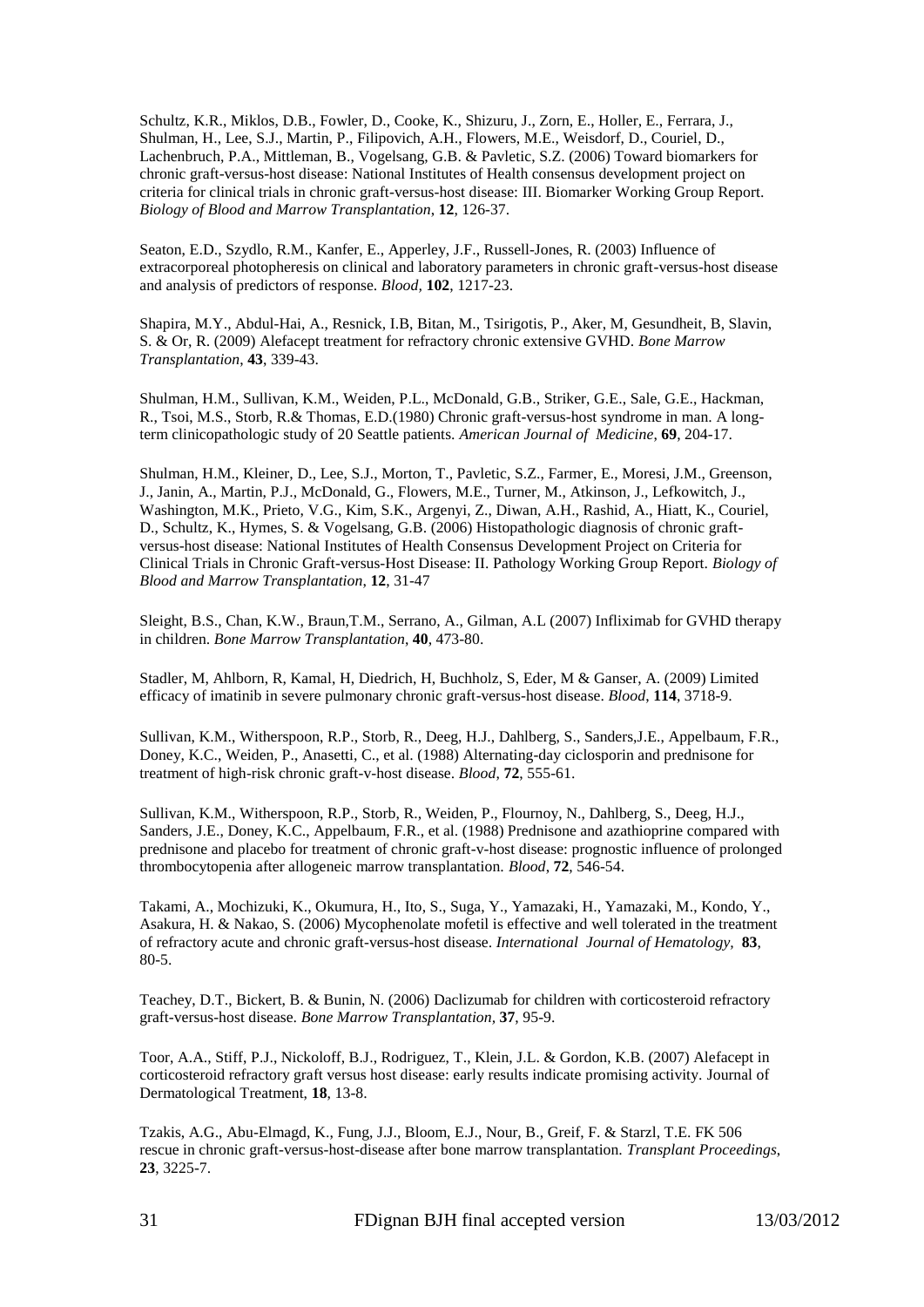Schultz, K.R., Miklos, D.B., Fowler, D., Cooke, K., Shizuru, J., Zorn, E., Holler, E., Ferrara, J., Shulman, H., Lee, S.J., Martin, P., Filipovich, A.H., Flowers, M.E., Weisdorf, D., Couriel, D., Lachenbruch, P.A., Mittleman, B., Vogelsang, G.B. & Pavletic, S.Z. (2006) Toward biomarkers for chronic graft-versus-host disease: National Institutes of Health consensus development project on criteria for clinical trials in chronic graft-versus-host disease: III. Biomarker Working Group Report. *Biology of Blood and Marrow Transplantation*, **12**, 126-37.

Seaton, E.D., Szydlo, R.M., Kanfer, E., Apperley, J.F., Russell-Jones, R. (2003) Influence of extracorporeal photopheresis on clinical and laboratory parameters in chronic graft-versus-host disease and analysis of predictors of response. *Blood,* **102**, 1217-23.

Shapira, M.Y., Abdul-Hai, A., Resnick, I.B, Bitan, M., Tsirigotis, P., Aker, M, Gesundheit, B, Slavin, S. & Or, R. (2009) Alefacept treatment for refractory chronic extensive GVHD. *Bone Marrow Transplantation*, **43**, 339-43.

Shulman, H.M., Sullivan, K.M., Weiden, P.L., McDonald, G.B., Striker, G.E., Sale, G.E., Hackman, R., Tsoi, M.S., Storb, R.& Thomas, E.D.(1980) Chronic graft-versus-host syndrome in man. A long-term clinicopathologic study of 20 Seattle patients. *American Journal of Medicine,* **69**, 204-17.

Shulman, H.M., Kleiner, D., Lee, S.J., Morton, T., Pavletic, S.Z., Farmer, E., Moresi, J.M., Greenson, J., Janin, A., Martin, P.J., McDonald, G., Flowers, M.E., Turner, M., Atkinson, J., Lefkowitch, J., Washington, M.K., Prieto, V.G., Kim, S.K., Argenyi, Z., Diwan, A.H., Rashid, A., Hiatt, K., Couriel, D., Schultz, K., Hymes, S. & Vogelsang, G.B. (2006) Histopathologic diagnosis of chronic graft-versus-host disease: National Institutes of Health Consensus Development Project on Criteria for Clinical Trials in Chronic Graft-versus-Host Disease: II. Pathology Working Group Report. *Biology of Blood and Marrow Transplantation,* **12**, 31-47

Sleight, B.S., Chan, K.W., Braun,T.M., Serrano, A., Gilman, A.L (2007) Infliximab for GVHD therapy in children. *Bone Marrow Transplantation*, **40**, 473-80.

Stadler, M, Ahlborn, R, Kamal, H, Diedrich, H, Buchholz, S, Eder, M & Ganser, A. (2009) Limited efficacy of imatinib in severe pulmonary chronic graft-versus-host disease. *Blood*, **114**, 3718-9.

Sullivan, K.M., Witherspoon, R.P., Storb, R., Deeg, H.J., Dahlberg, S., Sanders,J.E., Appelbaum, F.R., Doney, K.C., Weiden, P., Anasetti, C., et al. (1988) Alternating-day ciclosporin and prednisone for treatment of high-risk chronic graft-v-host disease. *Blood*, **72**, 555-61.

Sullivan, K.M., Witherspoon, R.P., Storb, R., Weiden, P., Flournoy, N., Dahlberg, S., Deeg, H.J., Sanders, J.E., Doney, K.C., Appelbaum, F.R., et al. (1988) Prednisone and azathioprine compared with prednisone and placebo for treatment of chronic graft-v-host disease: prognostic influence of prolonged thrombocytopenia after allogeneic marrow transplantation. *Blood*, **72**, 546-54.

Takami, A., Mochizuki, K., Okumura, H., Ito, S., Suga, Y., Yamazaki, H., Yamazaki, M., Kondo, Y., Asakura, H. & Nakao, S. (2006) Mycophenolate mofetil is effective and well tolerated in the treatment of refractory acute and chronic graft-versus-host disease. *International Journal of Hematology,* **83**, 80-5.

Teachey, D.T., Bickert, B. & Bunin, N. (2006) Daclizumab for children with corticosteroid refractory graft-versus-host disease. *Bone Marrow Transplantation,* **37**, 95-9.

Toor, A.A., Stiff, P.J., Nickoloff, B.J., Rodriguez, T., Klein, J.L. & Gordon, K.B. (2007) Alefacept in corticosteroid refractory graft versus host disease: early results indicate promising activity. Journal of Dermatological Treatment, **18**, 13-8.

Tzakis, A.G., Abu-Elmagd, K., Fung, J.J., Bloom, E.J., Nour, B., Greif, F. & Starzl, T.E. FK 506 rescue in chronic graft-versus-host-disease after bone marrow transplantation. *Transplant Proceedings*, **23**, 3225-7.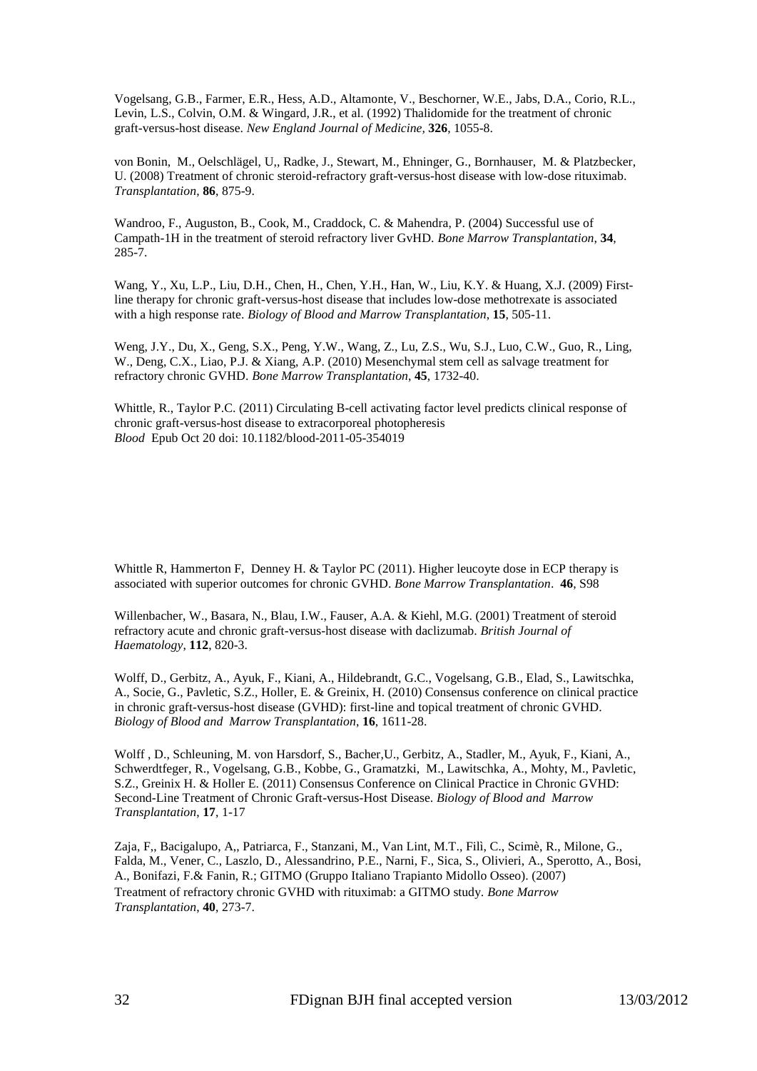Vogelsang, G.B., Farmer, E.R., Hess, A.D., Altamonte, V., Beschorner, W.E., Jabs, D.A., Corio, R.L., Levin, L.S., Colvin, O.M. & Wingard, J.R., et al. (1992) Thalidomide for the treatment of chronic graft-versus-host disease. *New England Journal of Medicine,* **326**, 1055-8.

von Bonin, M., Oelschlägel, U,, Radke, J., Stewart, M., Ehninger, G., Bornhauser, M. & Platzbecker, U. (2008) Treatment of chronic steroid-refractory graft-versus-host disease with low-dose rituximab. *Transplantation*, **86**, 875-9.

Wandroo, F., Auguston, B., Cook, M., Craddock, C. & Mahendra, P. (2004) Successful use of Campath-1H in the treatment of steroid refractory liver GvHD. *Bone Marrow Transplantation*, **34**, 285-7.

Wang, Y., Xu, L.P., Liu, D.H., Chen, H., Chen, Y.H., Han, W., Liu, K.Y. & Huang, X.J. (2009) First-line therapy for chronic graft-versus-host disease that includes low-dose methotrexate is associated with a high response rate. *Biology of Blood and Marrow Transplantation*, **15**, 505-11.

Weng, J.Y., Du, X., Geng, S.X., Peng, Y.W., Wang, Z., Lu, Z.S., Wu, S.J., Luo, C.W., Guo, R., Ling, W., Deng, C.X., Liao, P.J. & Xiang, A.P. (2010) Mesenchymal stem cell as salvage treatment for refractory chronic GVHD. *Bone Marrow Transplantation*, **45**, 1732-40.

Whittle, R., Taylor P.C. (2011) Circulating B-cell activating factor level predicts clinical response of chronic graft-versus-host disease to extracorporeal photopheresis
*Blood* Epub Oct 20 doi: 10.1182/blood-2011-05-354019

Whittle R, Hammerton F, Denney H. & Taylor PC (2011). Higher leucoyte dose in ECP therapy is associated with superior outcomes for chronic GVHD. *Bone Marrow Transplantation*. **46**, S98

Willenbacher, W., Basara, N., Blau, I.W., Fauser, A.A. & Kiehl, M.G. (2001) Treatment of steroid refractory acute and chronic graft-versus-host disease with daclizumab. *British Journal of Haematology*, **112**, 820-3.

Wolff, D., Gerbitz, A., Ayuk, F., Kiani, A., Hildebrandt, G.C., Vogelsang, G.B., Elad, S., Lawitschka, A., Socie, G., Pavletic, S.Z., Holler, E. & Greinix, H. (2010) Consensus conference on clinical practice in chronic graft-versus-host disease (GVHD): first-line and topical treatment of chronic GVHD. *Biology of Blood and Marrow Transplantation*, **16**, 1611-28.

Wolff , D., Schleuning, M. von Harsdorf, S., Bacher,U., Gerbitz, A., Stadler, M., Ayuk, F., Kiani, A., Schwerdtfeger, R., Vogelsang, G.B., Kobbe, G., Gramatzki, M., Lawitschka, A., Mohty, M., Pavletic, S.Z., Greinix H. & Holler E. (2011) Consensus Conference on Clinical Practice in Chronic GVHD: Second-Line Treatment of Chronic Graft-versus-Host Disease. *Biology of Blood and Marrow Transplantation*, **17**, 1-17

Zaja, F,, Bacigalupo, A,, Patriarca, F., Stanzani, M., Van Lint, M.T., Filì, C., Scimè, R., Milone, G., Falda, M., Vener, C., Laszlo, D., Alessandrino, P.E., Narni, F., Sica, S., Olivieri, A., Sperotto, A., Bosi, A., Bonifazi, F.& Fanin, R.; GITMO (Gruppo Italiano Trapianto Midollo Osseo). (2007) Treatment of refractory chronic GVHD with rituximab: a GITMO study. *Bone Marrow Transplantation*, **40**, 273-7.